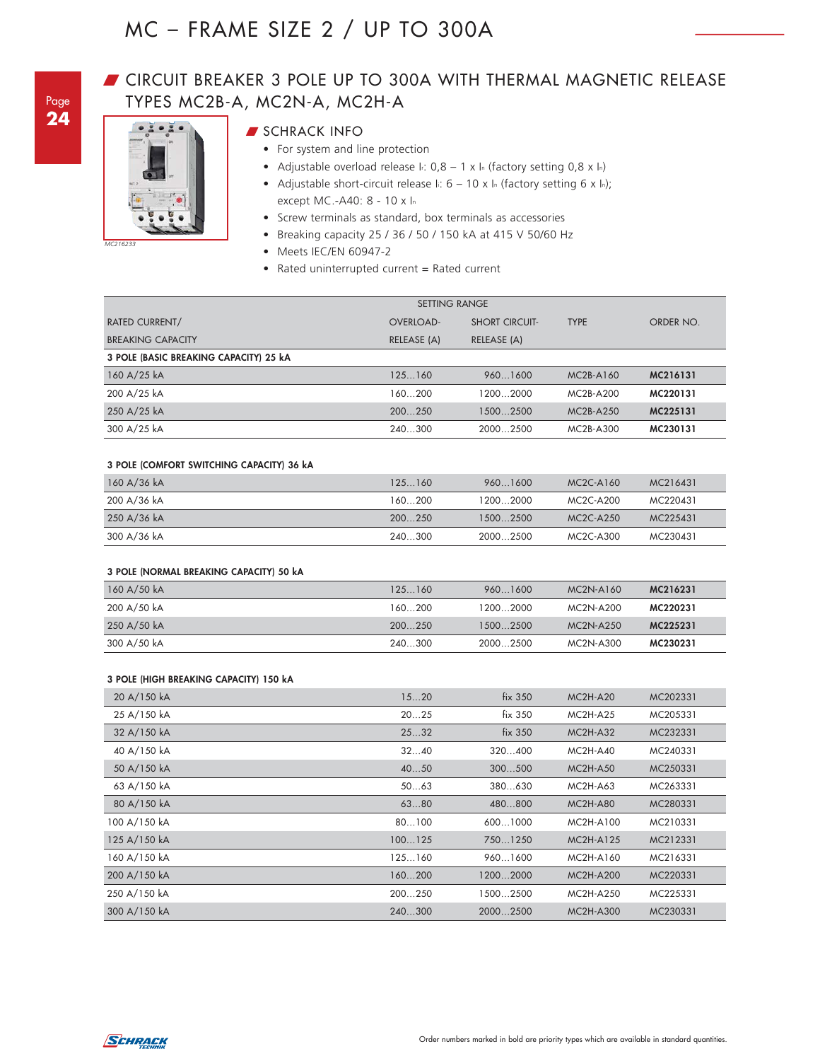# MC – FRAME SIZE 2 / UP TO 300A

## CIRCUIT BREAKER 3 POLE UP TO 300A WITH THERMAL MAGNETIC RELEASE TYPES MC2B-A, MC2N-A, MC2H-A

MC216233

### SCHRACK INFO

- For system and line protection
- Adjustable overload release $I_r$: 0,8 – 1 x $I_n$ (factory setting 0,8 x $I_n$)
- Adjustable short-circuit release $I_i$: 6 – 10 x $I_n$ (factory setting 6 x $I_n$); except MC.-A40: 8 - 10 x $I_n$
- Screw terminals as standard, box terminals as accessories
- Breaking capacity 25 / 36 / 50 / 150 kA at 415 V 50/60 Hz
- Meets IEC/EN 60947-2
- Rated uninterrupted current = Rated current

| RATED CURRENT/ BREAKING CAPACITY | SETTING RANGE OVERLOAD-RELEASE (A) | SETTING RANGE SHORT CIRCUIT-RELEASE (A) | TYPE | ORDER NO. |
|---|---|---|---|---|
| **3 POLE (BASIC BREAKING CAPACITY) 25 kA** | | | | |
| 160 A/25 kA | 125…160 | 960…1600 | MC2B-A160 | **MC216131** |
| 200 A/25 kA | 160…200 | 1200…2000 | MC2B-A200 | **MC220131** |
| 250 A/25 kA | 200…250 | 1500…2500 | MC2B-A250 | **MC225131** |
| 300 A/25 kA | 240…300 | 2000…2500 | MC2B-A300 | **MC230131** |
| **3 POLE (COMFORT SWITCHING CAPACITY) 36 kA** | | | | |
| 160 A/36 kA | 125…160 | 960…1600 | MC2C-A160 | MC216431 |
| 200 A/36 kA | 160…200 | 1200…2000 | MC2C-A200 | MC220431 |
| 250 A/36 kA | 200…250 | 1500…2500 | MC2C-A250 | MC225431 |
| 300 A/36 kA | 240…300 | 2000…2500 | MC2C-A300 | MC230431 |
| **3 POLE (NORMAL BREAKING CAPACITY) 50 kA** | | | | |
| 160 A/50 kA | 125…160 | 960…1600 | MC2N-A160 | **MC216231** |
| 200 A/50 kA | 160…200 | 1200…2000 | MC2N-A200 | **MC220231** |
| 250 A/50 kA | 200…250 | 1500…2500 | MC2N-A250 | **MC225231** |
| 300 A/50 kA | 240…300 | 2000…2500 | MC2N-A300 | **MC230231** |
| **3 POLE (HIGH BREAKING CAPACITY) 150 kA** | | | | |
| 20 A/150 kA | 15…20 | fix 350 | MC2H-A20 | MC202331 |
| 25 A/150 kA | 20…25 | fix 350 | MC2H-A25 | MC205331 |
| 32 A/150 kA | 25…32 | fix 350 | MC2H-A32 | MC232331 |
| 40 A/150 kA | 32…40 | 320…400 | MC2H-A40 | MC240331 |
| 50 A/150 kA | 40…50 | 300…500 | MC2H-A50 | MC250331 |
| 63 A/150 kA | 50…63 | 380…630 | MC2H-A63 | MC263331 |
| 80 A/150 kA | 63…80 | 480…800 | MC2H-A80 | MC280331 |
| 100 A/150 kA | 80…100 | 600…1000 | MC2H-A100 | MC210331 |
| 125 A/150 kA | 100…125 | 750…1250 | MC2H-A125 | MC212331 |
| 160 A/150 kA | 125…160 | 960…1600 | MC2H-A160 | MC216331 |
| 200 A/150 kA | 160…200 | 1200…2000 | MC2H-A200 | MC220331 |
| 250 A/150 kA | 200…250 | 1500…2500 | MC2H-A250 | MC225331 |
| 300 A/150 kA | 240…300 | 2000…2500 | MC2H-A300 | MC230331 |

Order numbers marked in bold are priority types which are available in standard quantities.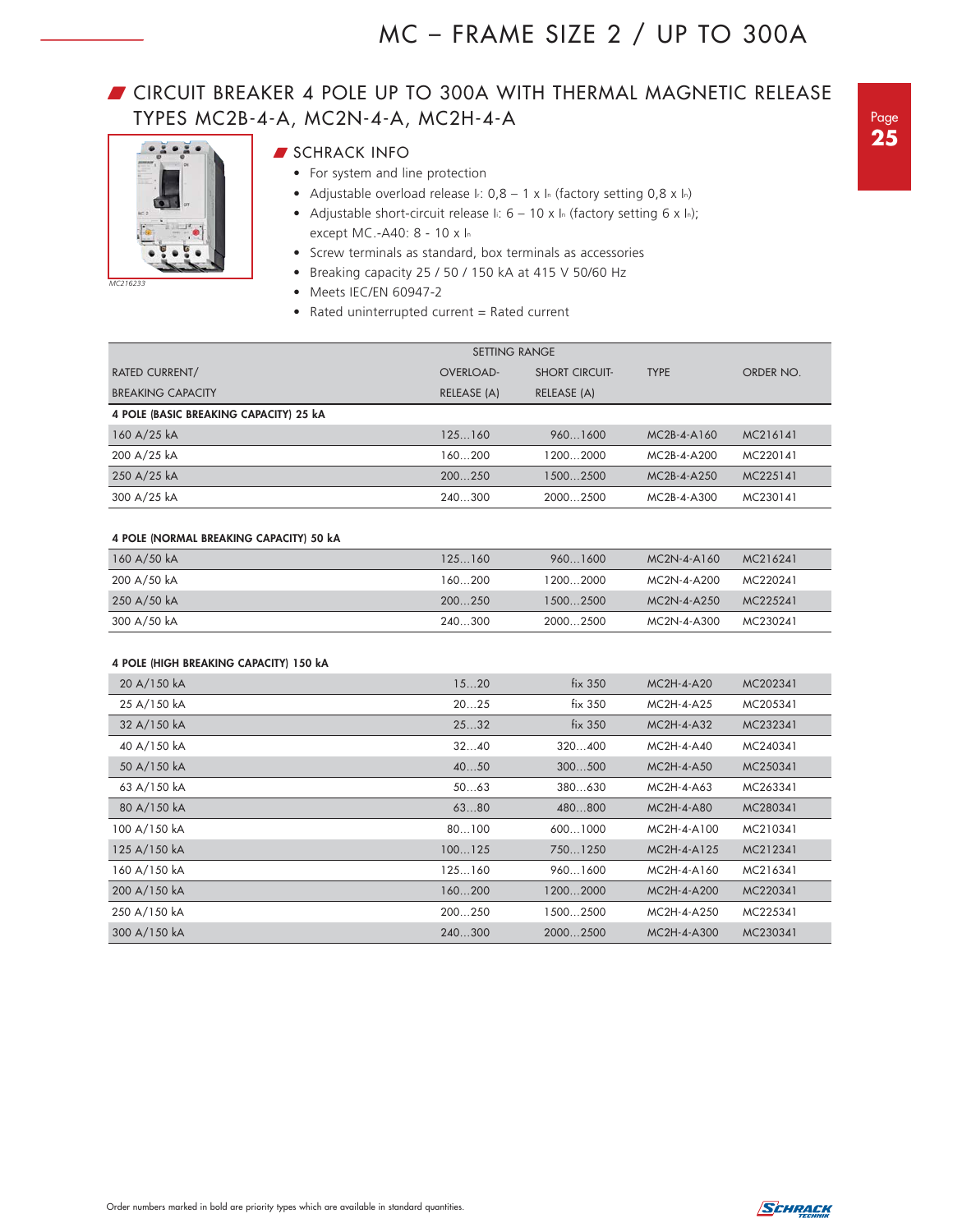# MC – FRAME SIZE 2 / UP TO 300A

## CIRCUIT BREAKER 4 POLE UP TO 300A WITH THERMAL MAGNETIC RELEASE TYPES MC2B-4-A, MC2N-4-A, MC2H-4-A

MC216233

### SCHRACK INFO

- For system and line protection
- Adjustable overload release $I_r$: 0,8 – 1 x $I_n$ (factory setting 0,8 x $I_n$)
- Adjustable short-circuit release $I_i$: 6 – 10 x $I_n$ (factory setting 6 x $I_n$); except MC.-A40: 8 - 10 x $I_n$
- Screw terminals as standard, box terminals as accessories
- Breaking capacity 25 / 50 / 150 kA at 415 V 50/60 Hz
- Meets IEC/EN 60947-2
- Rated uninterrupted current = Rated current

| RATED CURRENT/ BREAKING CAPACITY | SETTING RANGE OVERLOAD-RELEASE (A) | SETTING RANGE SHORT CIRCUIT-RELEASE (A) | TYPE | ORDER NO. |
|---|---|---|---|---|
| **4 POLE (BASIC BREAKING CAPACITY) 25 kA** | | | | |
| 160 A/25 kA | 125…160 | 960…1600 | MC2B-4-A160 | MC216141 |
| 200 A/25 kA | 160…200 | 1200…2000 | MC2B-4-A200 | MC220141 |
| 250 A/25 kA | 200…250 | 1500…2500 | MC2B-4-A250 | MC225141 |
| 300 A/25 kA | 240…300 | 2000…2500 | MC2B-4-A300 | MC230141 |
| **4 POLE (NORMAL BREAKING CAPACITY) 50 kA** | | | | |
| 160 A/50 kA | 125…160 | 960…1600 | MC2N-4-A160 | MC216241 |
| 200 A/50 kA | 160…200 | 1200…2000 | MC2N-4-A200 | MC220241 |
| 250 A/50 kA | 200…250 | 1500…2500 | MC2N-4-A250 | MC225241 |
| 300 A/50 kA | 240…300 | 2000…2500 | MC2N-4-A300 | MC230241 |
| **4 POLE (HIGH BREAKING CAPACITY) 150 kA** | | | | |
| 20 A/150 kA | 15…20 | fix 350 | MC2H-4-A20 | MC202341 |
| 25 A/150 kA | 20…25 | fix 350 | MC2H-4-A25 | MC205341 |
| 32 A/150 kA | 25…32 | fix 350 | MC2H-4-A32 | MC232341 |
| 40 A/150 kA | 32…40 | 320…400 | MC2H-4-A40 | MC240341 |
| 50 A/150 kA | 40…50 | 300…500 | MC2H-4-A50 | MC250341 |
| 63 A/150 kA | 50…63 | 380…630 | MC2H-4-A63 | MC263341 |
| 80 A/150 kA | 63…80 | 480…800 | MC2H-4-A80 | MC280341 |
| 100 A/150 kA | 80…100 | 600…1000 | MC2H-4-A100 | MC210341 |
| 125 A/150 kA | 100…125 | 750…1250 | MC2H-4-A125 | MC212341 |
| 160 A/150 kA | 125…160 | 960…1600 | MC2H-4-A160 | MC216341 |
| 200 A/150 kA | 160…200 | 1200…2000 | MC2H-4-A200 | MC220341 |
| 250 A/150 kA | 200…250 | 1500…2500 | MC2H-4-A250 | MC225341 |
| 300 A/150 kA | 240…300 | 2000…2500 | MC2H-4-A300 | MC230341 |

Order numbers marked in bold are priority types which are available in standard quantities.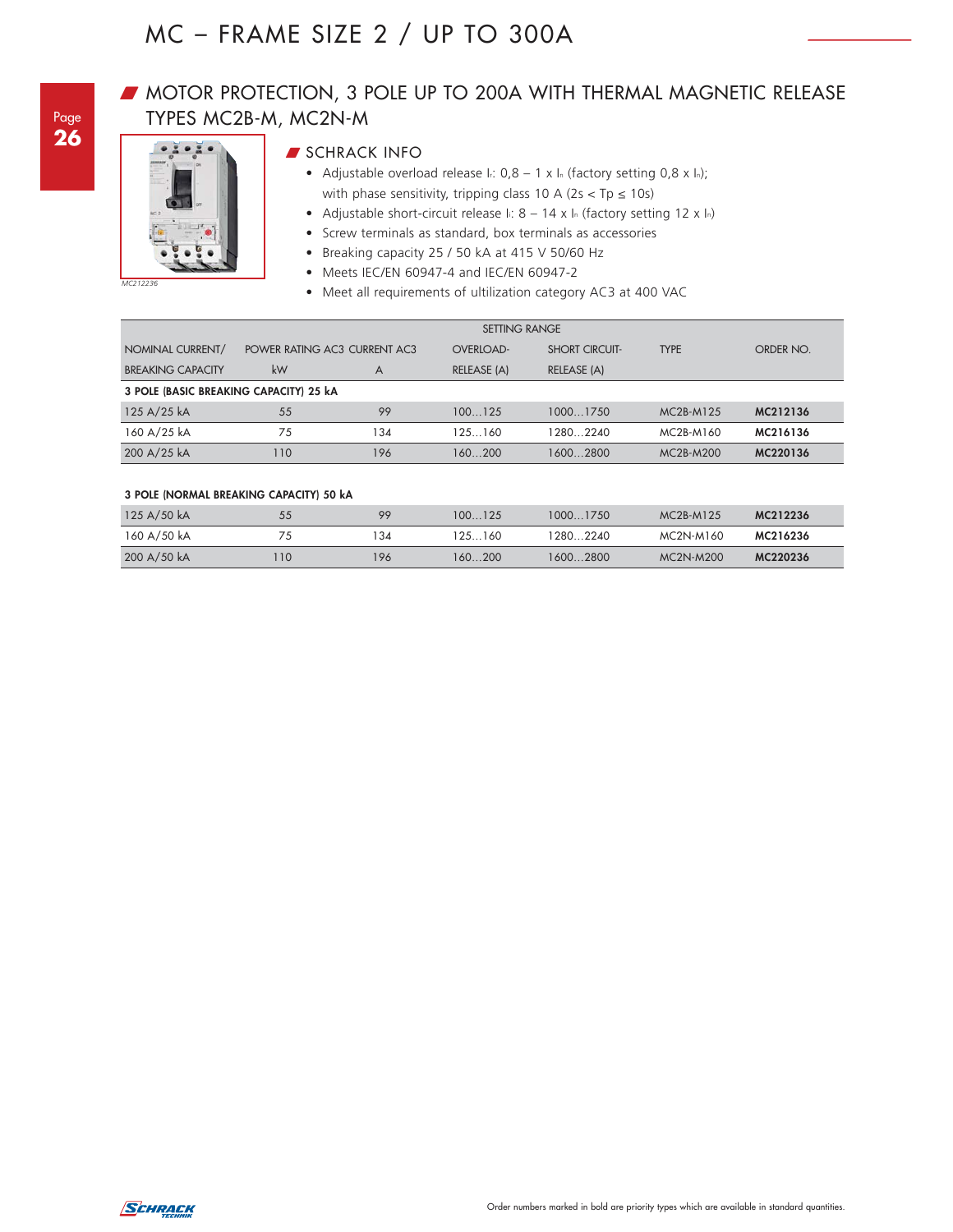# MC – FRAME SIZE 2 / UP TO 300A

## MOTOR PROTECTION, 3 POLE UP TO 200A WITH THERMAL MAGNETIC RELEASE TYPES MC2B-M, MC2N-M

MC212236

### SCHRACK INFO

- Adjustable overload release $I_r$: 0,8 – 1 x $I_n$ (factory setting 0,8 x $I_n$); with phase sensitivity, tripping class 10 A (2s < Tp ≤ 10s)
- Adjustable short-circuit release $I_i$: 8 – 14 x $I_n$ (factory setting 12 x $I_n$)
- Screw terminals as standard, box terminals as accessories
- Breaking capacity 25 / 50 kA at 415 V 50/60 Hz
- Meets IEC/EN 60947-4 and IEC/EN 60947-2
- Meet all requirements of ultilization category AC3 at 400 VAC

| NOMINAL CURRENT/ BREAKING CAPACITY | POWER RATING AC3 kW | CURRENT AC3 A | SETTING RANGE OVERLOAD-RELEASE (A) | SETTING RANGE SHORT CIRCUIT-RELEASE (A) | TYPE | ORDER NO. |
|---|---|---|---|---|---|---|
| **3 POLE (BASIC BREAKING CAPACITY) 25 kA** | | | | | | |
| 125 A/25 kA | 55 | 99 | 100…125 | 1000…1750 | MC2B-M125 | **MC212136** |
| 160 A/25 kA | 75 | 134 | 125…160 | 1280…2240 | MC2B-M160 | **MC216136** |
| 200 A/25 kA | 110 | 196 | 160…200 | 1600…2800 | MC2B-M200 | **MC220136** |
| **3 POLE (NORMAL BREAKING CAPACITY) 50 kA** | | | | | | |
| 125 A/50 kA | 55 | 99 | 100…125 | 1000…1750 | MC2B-M125 | **MC212236** |
| 160 A/50 kA | 75 | 134 | 125…160 | 1280…2240 | MC2N-M160 | **MC216236** |
| 200 A/50 kA | 110 | 196 | 160…200 | 1600…2800 | MC2N-M200 | **MC220236** |

Order numbers marked in bold are priority types which are available in standard quantities.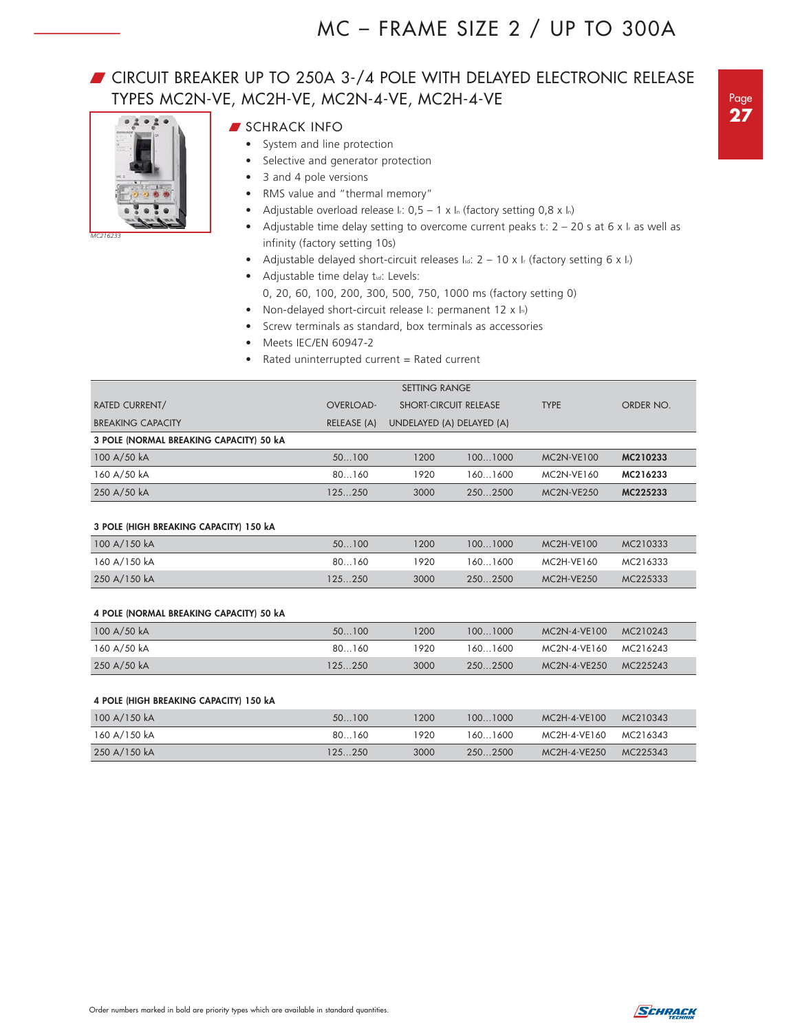# MC – FRAME SIZE 2 / UP TO 300A

## CIRCUIT BREAKER UP TO 250A 3-/4 POLE WITH DELAYED ELECTRONIC RELEASE TYPES MC2N-VE, MC2H-VE, MC2N-4-VE, MC2H-4-VE

MC216233

### SCHRACK INFO

- System and line protection
- Selective and generator protection
- 3 and 4 pole versions
- RMS value and "thermal memory"
- Adjustable overload release $I_r$: 0,5 – 1 x $I_n$ (factory setting 0,8 x $I_n$)
- Adjustable time delay setting to overcome current peaks $t_r$: 2 – 20 s at 6 x $I_r$ as well as infinity (factory setting 10s)
- Adjustable delayed short-circuit releases $I_{sd}$: 2 – 10 x $I_r$ (factory setting 6 x $I_r$)
- Adjustable time delay $t_{sd}$: Levels:
  0, 20, 60, 100, 200, 300, 500, 750, 1000 ms (factory setting 0)
- Non-delayed short-circuit release $I_i$: permanent 12 x $I_n$)
- Screw terminals as standard, box terminals as accessories
- Meets IEC/EN 60947-2
- Rated uninterrupted current = Rated current

| RATED CURRENT/ BREAKING CAPACITY | SETTING RANGE OVERLOAD-RELEASE (A) | SHORT-CIRCUIT RELEASE UNDELAYED (A) | SHORT-CIRCUIT RELEASE DELAYED (A) | TYPE | ORDER NO. |
|---|---|---|---|---|---|
| **3 POLE (NORMAL BREAKING CAPACITY) 50 kA** | | | | | |
| 100 A/50 kA | 50…100 | 1200 | 100…1000 | MC2N-VE100 | **MC210233** |
| 160 A/50 kA | 80…160 | 1920 | 160…1600 | MC2N-VE160 | **MC216233** |
| 250 A/50 kA | 125…250 | 3000 | 250…2500 | MC2N-VE250 | **MC225233** |
| **3 POLE (HIGH BREAKING CAPACITY) 150 kA** | | | | | |
| 100 A/150 kA | 50…100 | 1200 | 100…1000 | MC2H-VE100 | MC210333 |
| 160 A/150 kA | 80…160 | 1920 | 160…1600 | MC2H-VE160 | MC216333 |
| 250 A/150 kA | 125…250 | 3000 | 250…2500 | MC2H-VE250 | MC225333 |
| **4 POLE (NORMAL BREAKING CAPACITY) 50 kA** | | | | | |
| 100 A/50 kA | 50…100 | 1200 | 100…1000 | MC2N-4-VE100 | MC210243 |
| 160 A/50 kA | 80…160 | 1920 | 160…1600 | MC2N-4-VE160 | MC216243 |
| 250 A/50 kA | 125…250 | 3000 | 250…2500 | MC2N-4-VE250 | MC225243 |
| **4 POLE (HIGH BREAKING CAPACITY) 150 kA** | | | | | |
| 100 A/150 kA | 50…100 | 1200 | 100…1000 | MC2H-4-VE100 | MC210343 |
| 160 A/150 kA | 80…160 | 1920 | 160…1600 | MC2H-4-VE160 | MC216343 |
| 250 A/150 kA | 125…250 | 3000 | 250…2500 | MC2H-4-VE250 | MC225343 |

Order numbers marked in bold are priority types which are available in standard quantities.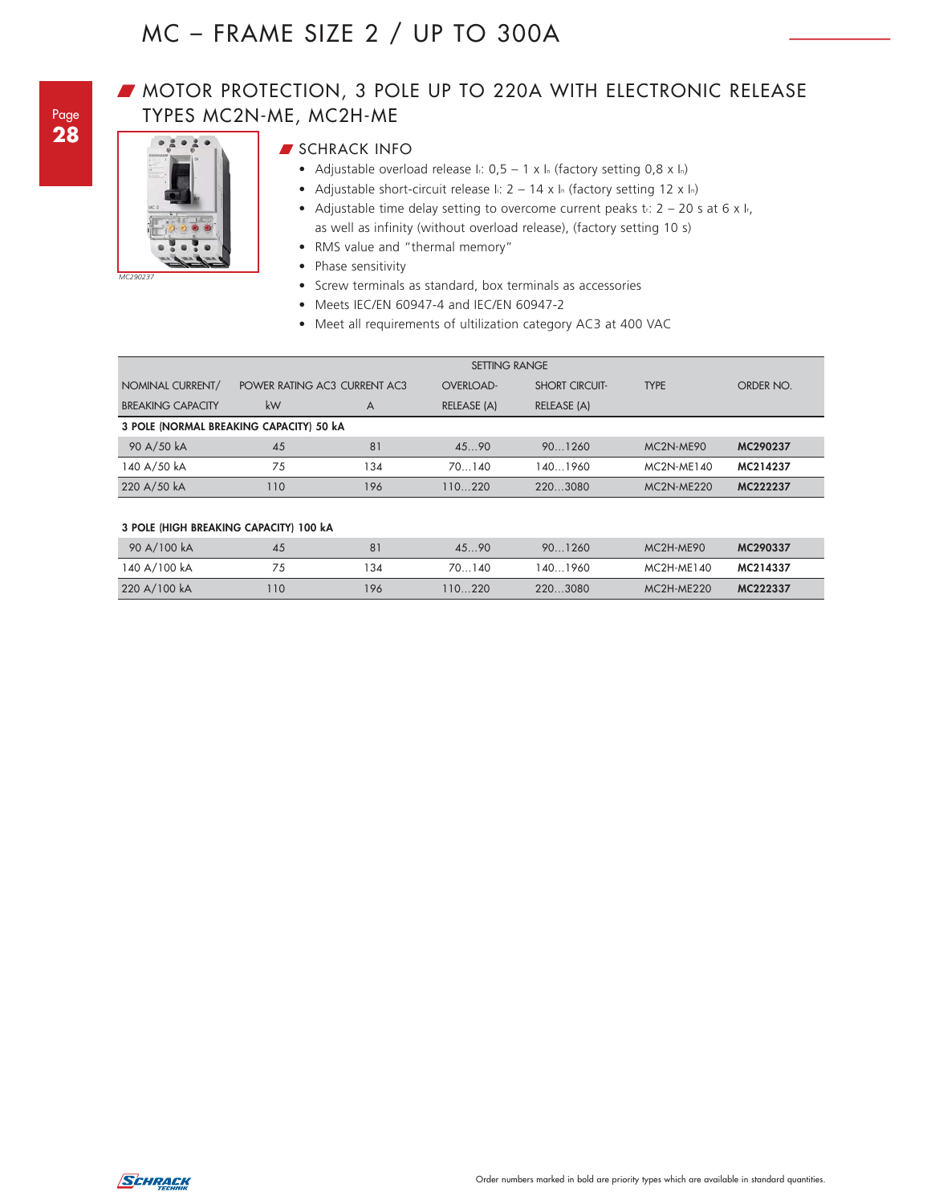# MC – FRAME SIZE 2 / UP TO 300A

## MOTOR PROTECTION, 3 POLE UP TO 220A WITH ELECTRONIC RELEASE TYPES MC2N-ME, MC2H-ME

MC290237

### SCHRACK INFO

- Adjustable overload release $I_r$: 0,5 – 1 x $I_n$ (factory setting 0,8 x $I_n$)
- Adjustable short-circuit release $I_i$: 2 – 14 x $I_n$ (factory setting 12 x $I_n$)
- Adjustable time delay setting to overcome current peaks $t_r$: 2 – 20 s at 6 x $I_r$, as well as infinity (without overload release), (factory setting 10 s)
- RMS value and "thermal memory"
- Phase sensitivity
- Screw terminals as standard, box terminals as accessories
- Meets IEC/EN 60947-4 and IEC/EN 60947-2
- Meet all requirements of utilization category AC3 at 400 VAC

| NOMINAL CURRENT/ BREAKING CAPACITY | POWER RATING AC3 kW | CURRENT AC3 A | SETTING RANGE OVERLOAD-RELEASE (A) | SETTING RANGE SHORT CIRCUIT-RELEASE (A) | TYPE | ORDER NO. |
|---|---|---|---|---|---|---|
| **3 POLE (NORMAL BREAKING CAPACITY) 50 kA** | | | | | | |
| 90 A/50 kA | 45 | 81 | 45…90 | 90…1260 | MC2N-ME90 | **MC290237** |
| 140 A/50 kA | 75 | 134 | 70…140 | 140…1960 | MC2N-ME140 | **MC214237** |
| 220 A/50 kA | 110 | 196 | 110…220 | 220…3080 | MC2N-ME220 | **MC222237** |
| **3 POLE (HIGH BREAKING CAPACITY) 100 kA** | | | | | | |
| 90 A/100 kA | 45 | 81 | 45…90 | 90…1260 | MC2H-ME90 | **MC290337** |
| 140 A/100 kA | 75 | 134 | 70…140 | 140…1960 | MC2H-ME140 | **MC214337** |
| 220 A/100 kA | 110 | 196 | 110…220 | 220…3080 | MC2H-ME220 | **MC222337** |

Order numbers marked in bold are priority types which are available in standard quantities.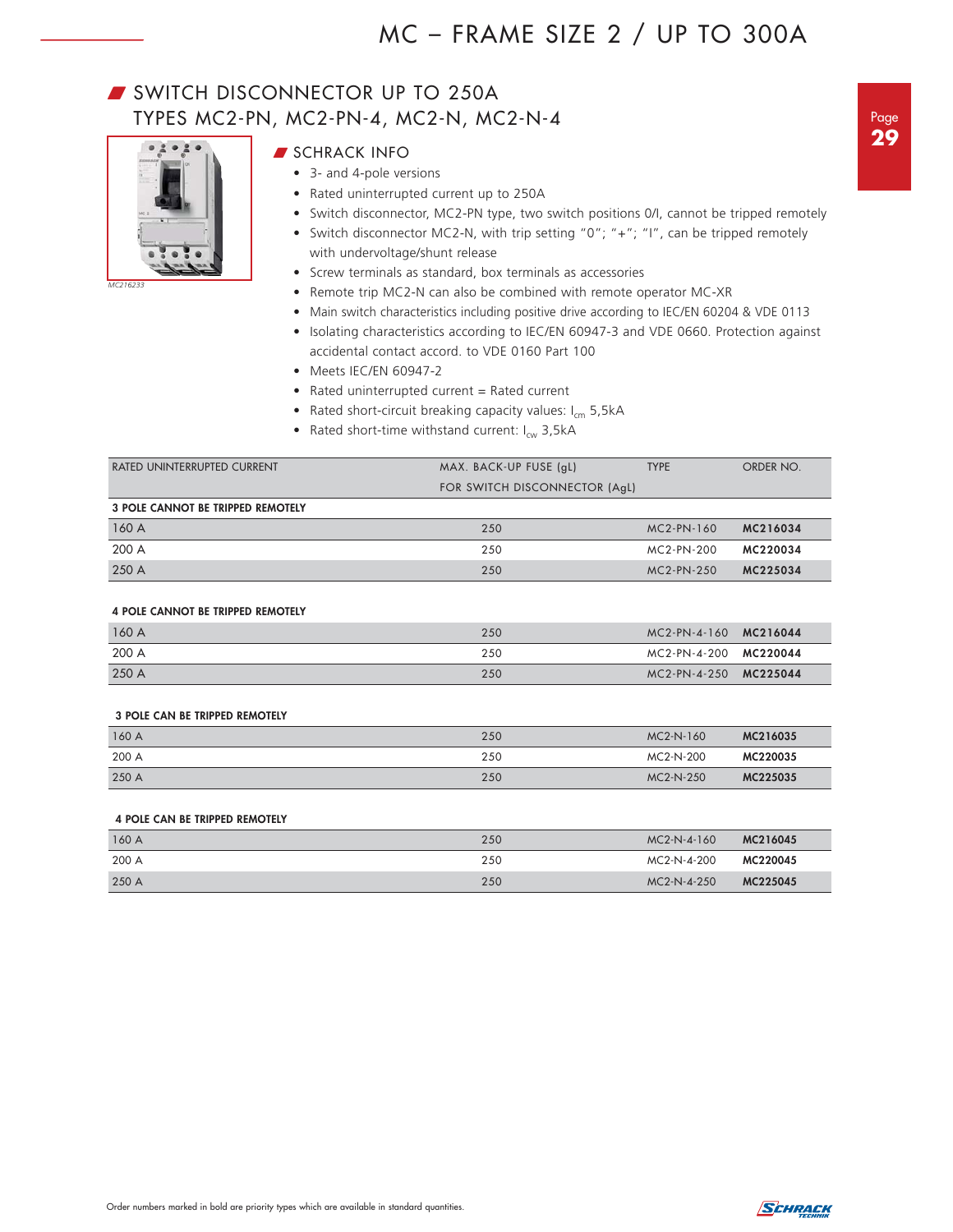# MC – FRAME SIZE 2 / UP TO 300A

## SWITCH DISCONNECTOR UP TO 250A TYPES MC2-PN, MC2-PN-4, MC2-N, MC2-N-4

MC216233

### SCHRACK INFO

- 3- and 4-pole versions
- Rated uninterrupted current up to 250A
- Switch disconnector, MC2-PN type, two switch positions 0/I, cannot be tripped remotely
- Switch disconnector MC2-N, with trip setting "0"; "+"; "I", can be tripped remotely with undervoltage/shunt release
- Screw terminals as standard, box terminals as accessories
- Remote trip MC2-N can also be combined with remote operator MC-XR
- Main switch characteristics including positive drive according to IEC/EN 60204 & VDE 0113
- Isolating characteristics according to IEC/EN 60947-3 and VDE 0660. Protection against accidental contact accord. to VDE 0160 Part 100
- Meets IEC/EN 60947-2
- Rated uninterrupted current = Rated current
- Rated short-circuit breaking capacity values: $I_{cm}$ 5,5kA
- Rated short-time withstand current: $I_{cw}$ 3,5kA

| RATED UNINTERRUPTED CURRENT | MAX. BACK-UP FUSE (gL) FOR SWITCH DISCONNECTOR (AgL) | TYPE | ORDER NO. |
|---|---|---|---|
| **3 POLE CANNOT BE TRIPPED REMOTELY** | | | |
| 160 A | 250 | MC2-PN-160 | **MC216034** |
| 200 A | 250 | MC2-PN-200 | **MC220034** |
| 250 A | 250 | MC2-PN-250 | **MC225034** |
| **4 POLE CANNOT BE TRIPPED REMOTELY** | | | |
| 160 A | 250 | MC2-PN-4-160 | **MC216044** |
| 200 A | 250 | MC2-PN-4-200 | **MC220044** |
| 250 A | 250 | MC2-PN-4-250 | **MC225044** |
| **3 POLE CAN BE TRIPPED REMOTELY** | | | |
| 160 A | 250 | MC2-N-160 | **MC216035** |
| 200 A | 250 | MC2-N-200 | **MC220035** |
| 250 A | 250 | MC2-N-250 | **MC225035** |
| **4 POLE CAN BE TRIPPED REMOTELY** | | | |
| 160 A | 250 | MC2-N-4-160 | **MC216045** |
| 200 A | 250 | MC2-N-4-200 | **MC220045** |
| 250 A | 250 | MC2-N-4-250 | **MC225045** |

Order numbers marked in bold are priority types which are available in standard quantities.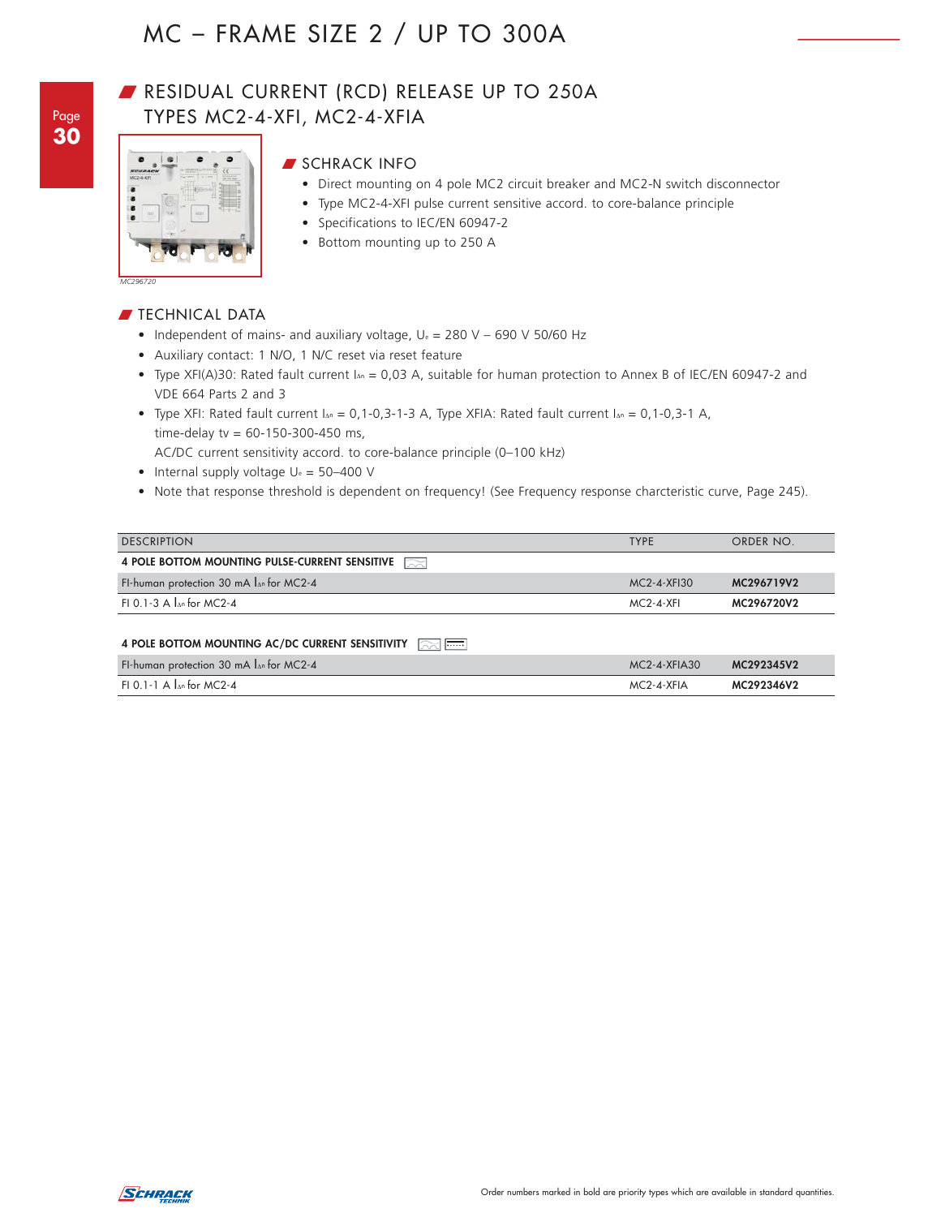# MC – FRAME SIZE 2 / UP TO 300A

## RESIDUAL CURRENT (RCD) RELEASE UP TO 250A TYPES MC2-4-XFI, MC2-4-XFIA

MC296720

### SCHRACK INFO

- Direct mounting on 4 pole MC2 circuit breaker and MC2-N switch disconnector
- Type MC2-4-XFI pulse current sensitive accord. to core-balance principle
- Specifications to IEC/EN 60947-2
- Bottom mounting up to 250 A

### TECHNICAL DATA

- Independent of mains- and auxiliary voltage, $U_e$ = 280 V – 690 V 50/60 Hz
- Auxiliary contact: 1 N/O, 1 N/C reset via reset feature
- Type XFI(A)30: Rated fault current $I_{\Delta n}$ = 0,03 A, suitable for human protection to Annex B of IEC/EN 60947-2 and VDE 664 Parts 2 and 3
- Type XFI: Rated fault current $I_{\Delta n}$ = 0,1-0,3-1-3 A, Type XFIA: Rated fault current $I_{\Delta n}$ = 0,1-0,3-1 A, time-delay tv = 60-150-300-450 ms, AC/DC current sensitivity accord. to core-balance principle (0–100 kHz)
- Internal supply voltage $U_e$ = 50–400 V
- Note that response threshold is dependent on frequency! (See Frequency response charcteristic curve, Page 245).

| DESCRIPTION | TYPE | ORDER NO. |
|---|---|---|
| **4 POLE BOTTOM MOUNTING PULSE-CURRENT SENSITIVE** | | |
| FI-human protection 30 mA $I_{\Delta n}$ for MC2-4 | MC2-4-XFI30 | **MC296719V2** |
| FI 0.1-3 A $I_{\Delta n}$ for MC2-4 | MC2-4-XFI | **MC296720V2** |
| **4 POLE BOTTOM MOUNTING AC/DC CURRENT SENSITIVITY** | | |
| FI-human protection 30 mA $I_{\Delta n}$ for MC2-4 | MC2-4-XFIA30 | **MC292345V2** |
| FI 0.1-1 A $I_{\Delta n}$ for MC2-4 | MC2-4-XFIA | **MC292346V2** |

Order numbers marked in bold are priority types which are available in standard quantities.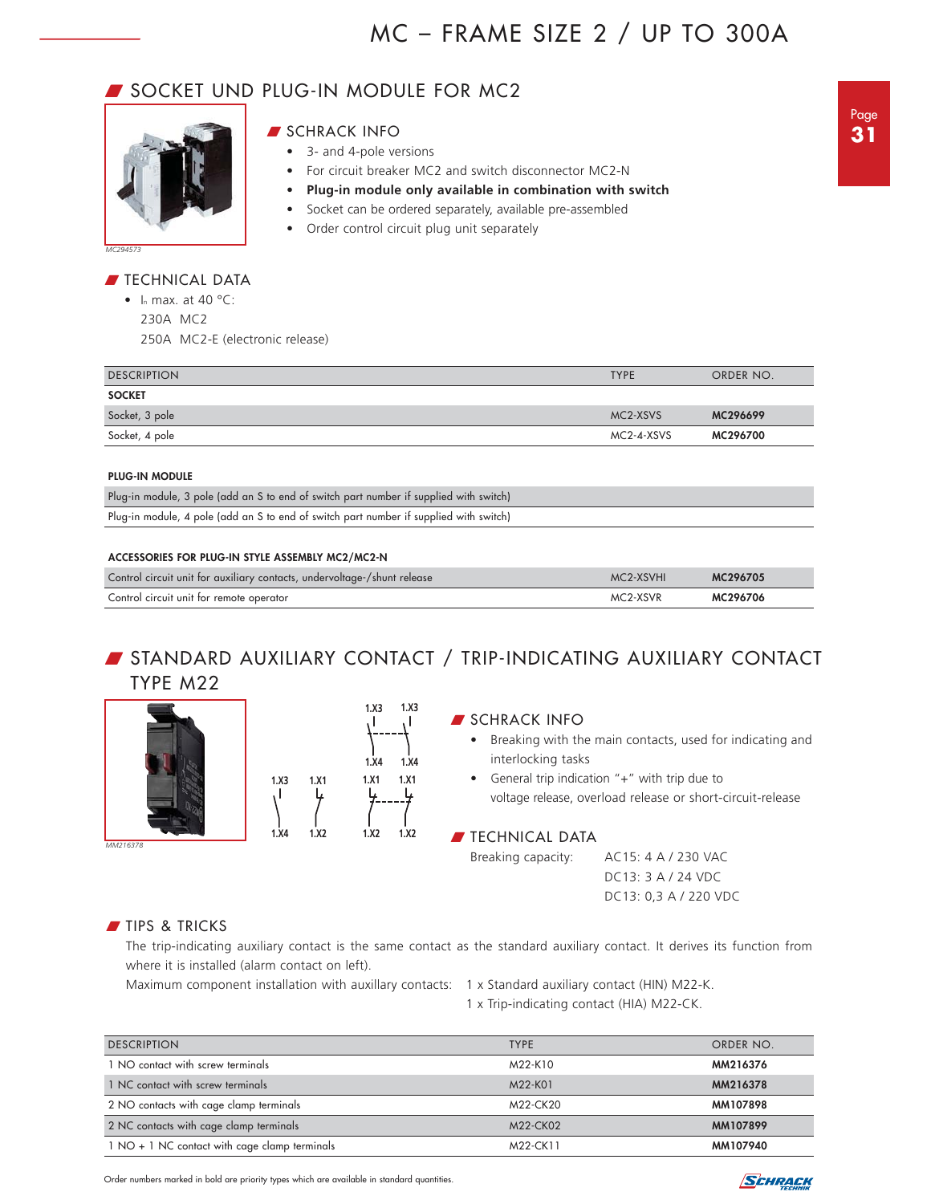# MC – FRAME SIZE 2 / UP TO 300A

## SOCKET UND PLUG-IN MODULE FOR MC2

MC294573

### SCHRACK INFO

- 3- and 4-pole versions
- For circuit breaker MC2 and switch disconnector MC2-N
- **Plug-in module only available in combination with switch**
- Socket can be ordered separately, available pre-assembled
- Order control circuit plug unit separately

### TECHNICAL DATA

- $I_n$ max. at 40 °C:
  230A MC2
  250A MC2-E (electronic release)

| DESCRIPTION | TYPE | ORDER NO. |
|---|---|---|
| **SOCKET** | | |
| Socket, 3 pole | MC2-XSVS | **MC296699** |
| Socket, 4 pole | MC2-4-XSVS | **MC296700** |
| **PLUG-IN MODULE** | | |
| Plug-in module, 3 pole (add an S to end of switch part number if supplied with switch) | | |
| Plug-in module, 4 pole (add an S to end of switch part number if supplied with switch) | | |
| **ACCESSORIES FOR PLUG-IN STYLE ASSEMBLY MC2/MC2-N** | | |
| Control circuit unit for auxiliary contacts, undervoltage-/shunt release | MC2-XSVHI | **MC296705** |
| Control circuit unit for remote operator | MC2-XSVR | **MC296706** |

## STANDARD AUXILIARY CONTACT / TRIP-INDICATING AUXILIARY CONTACT TYPE M22

MM216378

### SCHRACK INFO

- Breaking with the main contacts, used for indicating and interlocking tasks
- General trip indication "+" with trip due to voltage release, overload release or short-circuit-release

### TECHNICAL DATA

Breaking capacity: AC15: 4 A / 230 VAC
DC13: 3 A / 24 VDC
DC13: 0,3 A / 220 VDC

### TIPS & TRICKS

The trip-indicating auxiliary contact is the same contact as the standard auxiliary contact. It derives its function from where it is installed (alarm contact on left).

Maximum component installation with auxillary contacts: 1 x Standard auxiliary contact (HIN) M22-K.
1 x Trip-indicating contact (HIA) M22-CK.

| DESCRIPTION | TYPE | ORDER NO. |
|---|---|---|
| 1 NO contact with screw terminals | M22-K10 | **MM216376** |
| 1 NC contact with screw terminals | M22-K01 | **MM216378** |
| 2 NO contacts with cage clamp terminals | M22-CK20 | **MM107898** |
| 2 NC contacts with cage clamp terminals | M22-CK02 | **MM107899** |
| 1 NO + 1 NC contact with cage clamp terminals | M22-CK11 | **MM107940** |

Order numbers marked in bold are priority types which are available in standard quantities.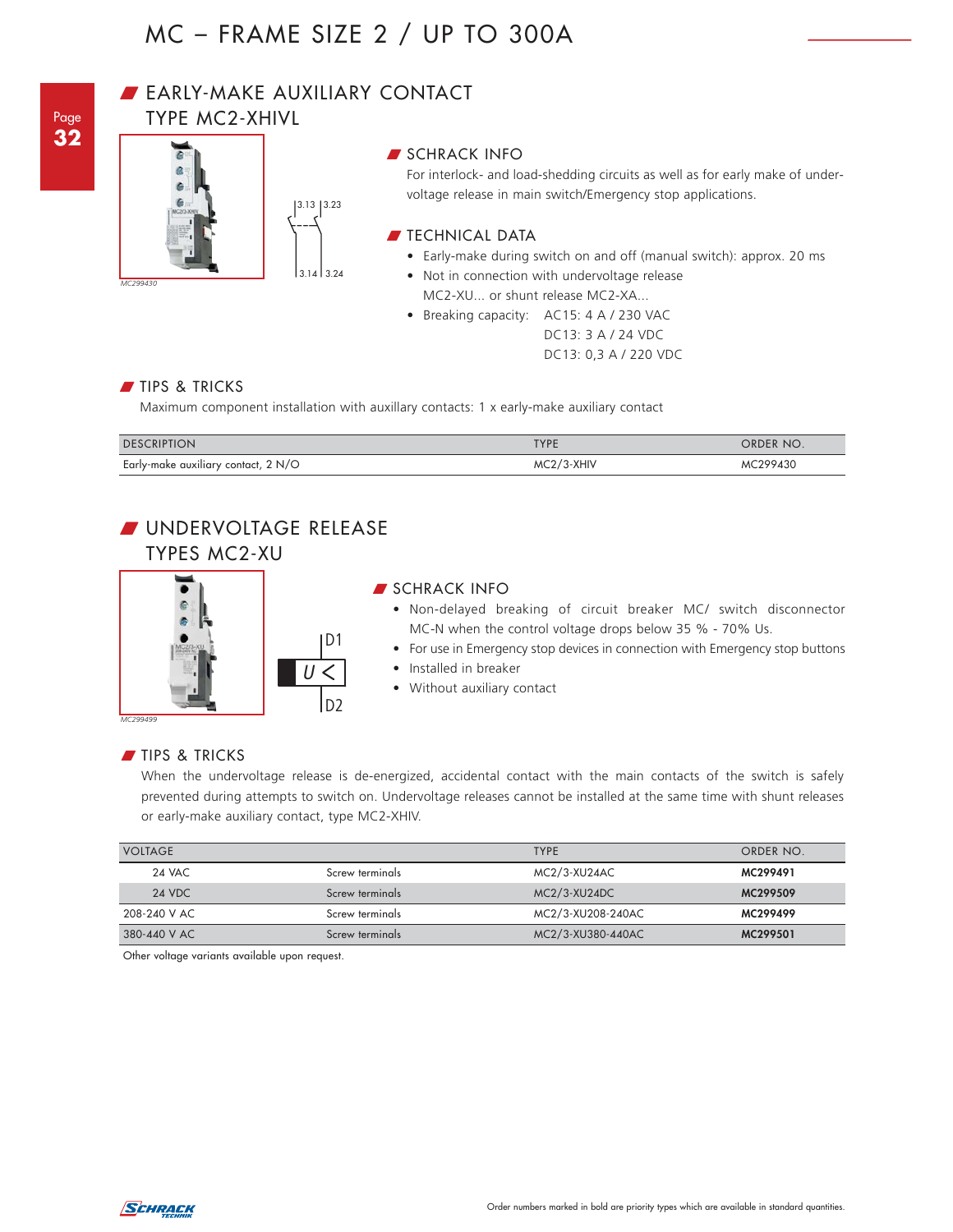# MC – FRAME SIZE 2 / UP TO 300A

## EARLY-MAKE AUXILIARY CONTACT TYPE MC2-XHIVL

MC299430

3.13 3.23

3.14 3.24

### SCHRACK INFO

For interlock- and load-shedding circuits as well as for early make of under-voltage release in main switch/Emergency stop applications.

### TECHNICAL DATA

- Early-make during switch on and off (manual switch): approx. 20 ms
- Not in connection with undervoltage release MC2-XU... or shunt release MC2-XA...
- Breaking capacity: AC15: 4 A / 230 VAC
  DC13: 3 A / 24 VDC
  DC13: 0,3 A / 220 VDC

### TIPS & TRICKS

Maximum component installation with auxillary contacts: 1 x early-make auxiliary contact

| DESCRIPTION | TYPE | ORDER NO. |
|---|---|---|
| Early-make auxiliary contact, 2 N/O | MC2/3-XHIV | MC299430 |

## UNDERVOLTAGE RELEASE TYPES MC2-XU

MC299499

D1

U <

D2

### SCHRACK INFO

- Non-delayed breaking of circuit breaker MC/ switch disconnector MC-N when the control voltage drops below 35 % - 70% Us.
- For use in Emergency stop devices in connection with Emergency stop buttons
- Installed in breaker
- Without auxiliary contact

### TIPS & TRICKS

When the undervoltage release is de-energized, accidental contact with the main contacts of the switch is safely prevented during attempts to switch on. Undervoltage releases cannot be installed at the same time with shunt releases or early-make auxiliary contact, type MC2-XHIV.

| VOLTAGE | | TYPE | ORDER NO. |
|---|---|---|---|
| 24 VAC | Screw terminals | MC2/3-XU24AC | **MC299491** |
| 24 VDC | Screw terminals | MC2/3-XU24DC | **MC299509** |
| 208-240 V AC | Screw terminals | MC2/3-XU208-240AC | **MC299499** |
| 380-440 V AC | Screw terminals | MC2/3-XU380-440AC | **MC299501** |

Other voltage variants available upon request.

Order numbers marked in bold are priority types which are available in standard quantities.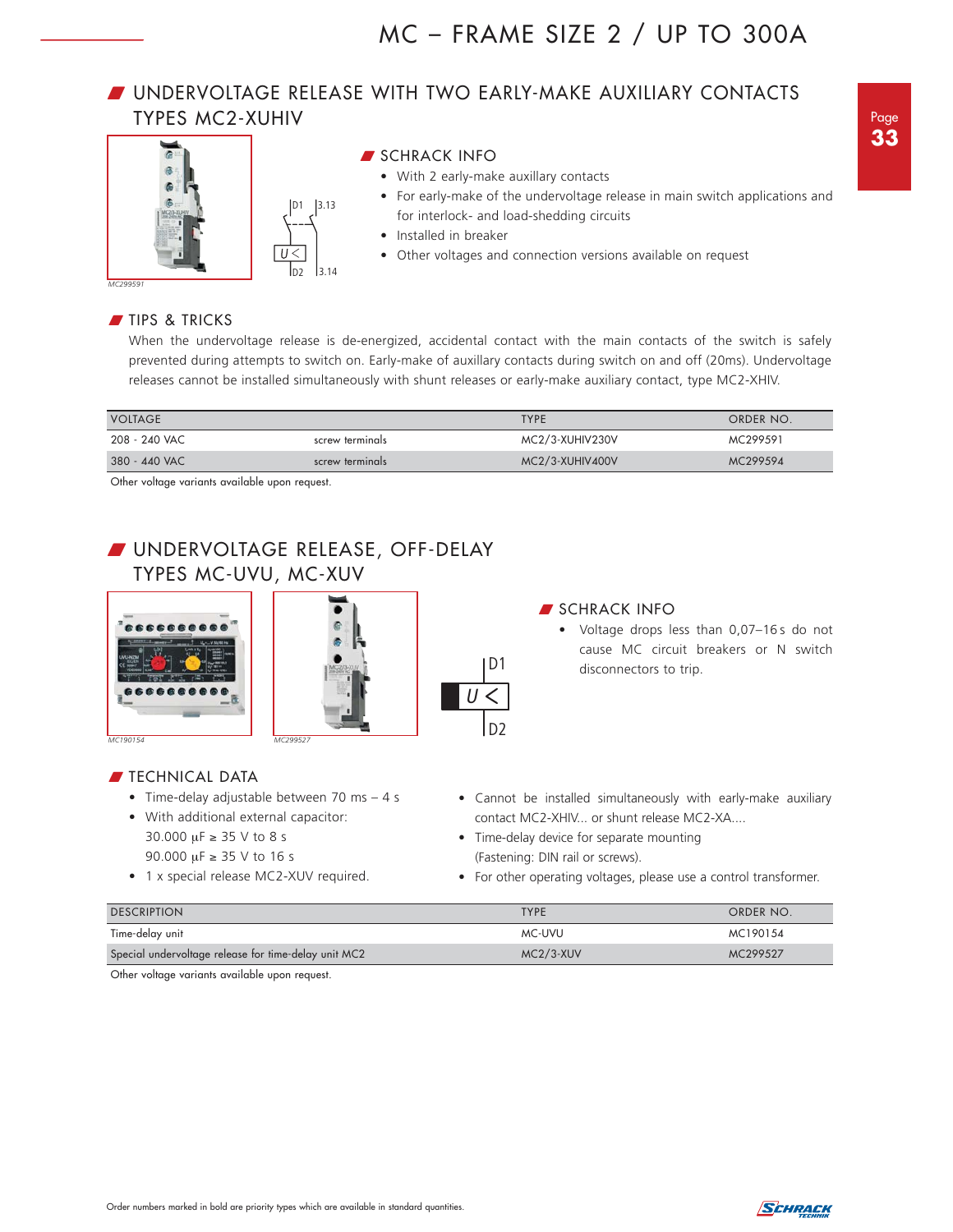# UNDERVOLTAGE RELEASE WITH TWO EARLY-MAKE AUXILIARY CONTACTS TYPES MC2-XUHIV

MC299591

## SCHRACK INFO

- With 2 early-make auxillary contacts
- For early-make of the undervoltage release in main switch applications and for interlock- and load-shedding circuits
- Installed in breaker
- Other voltages and connection versions available on request

## TIPS & TRICKS

When the undervoltage release is de-energized, accidental contact with the main contacts of the switch is safely prevented during attempts to switch on. Early-make of auxillary contacts during switch on and off (20ms). Undervoltage releases cannot be installed simultaneously with shunt releases or early-make auxiliary contact, type MC2-XHIV.

| VOLTAGE | | TYPE | ORDER NO. |
|---|---|---|---|
| 208 - 240 VAC | screw terminals | MC2/3-XUHIV230V | MC299591 |
| 380 - 440 VAC | screw terminals | MC2/3-XUHIV400V | MC299594 |

Other voltage variants available upon request.

# UNDERVOLTAGE RELEASE, OFF-DELAY TYPES MC-UVU, MC-XUV

MC190154

MC299527

## SCHRACK INFO

- Voltage drops less than 0,07–16 s do not cause MC circuit breakers or N switch disconnectors to trip.

## TECHNICAL DATA

- Time-delay adjustable between 70 ms – 4 s
- With additional external capacitor:
  30.000 μF ≥ 35 V to 8 s
  90.000 μF ≥ 35 V to 16 s
- 1 x special release MC2-XUV required.
- Cannot be installed simultaneously with early-make auxiliary contact MC2-XHIV... or shunt release MC2-XA....
- Time-delay device for separate mounting (Fastening: DIN rail or screws).
- For other operating voltages, please use a control transformer.

| DESCRIPTION | TYPE | ORDER NO. |
|---|---|---|
| Time-delay unit | MC-UVU | MC190154 |
| Special undervoltage release for time-delay unit MC2 | MC2/3-XUV | MC299527 |

Other voltage variants available upon request.

Order numbers marked in bold are priority types which are available in standard quantities.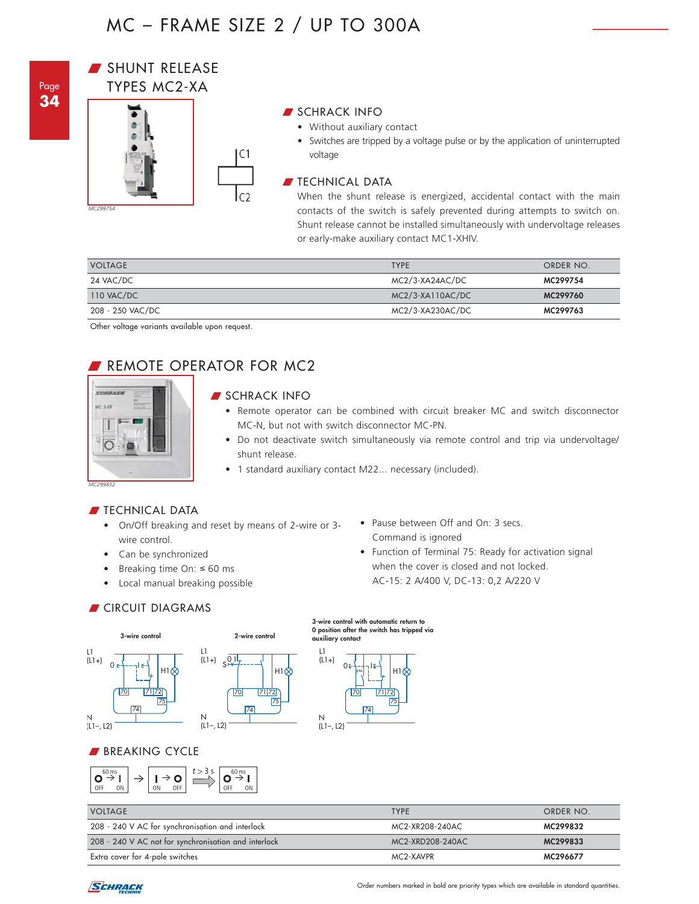# MC – FRAME SIZE 2 / UP TO 300A

## SHUNT RELEASE TYPES MC2-XA

MC299754

### SCHRACK INFO

- Without auxiliary contact
- Switches are tripped by a voltage pulse or by the application of uninterrupted voltage

### TECHNICAL DATA

When the shunt release is energized, accidental contact with the main contacts of the switch is safely prevented during attempts to switch on. Shunt release cannot be installed simultaneously with undervoltage releases or early-make auxiliary contact MC1-XHIV.

| VOLTAGE | TYPE | ORDER NO. |
|---|---|---|
| 24 VAC/DC | MC2/3-XA24AC/DC | **MC299754** |
| 110 VAC/DC | MC2/3-XA110AC/DC | **MC299760** |
| 208 - 250 VAC/DC | MC2/3-XA230AC/DC | **MC299763** |

Other voltage variants available upon request.

## REMOTE OPERATOR FOR MC2

MC299832

### SCHRACK INFO

- Remote operator can be combined with circuit breaker MC and switch disconnector MC-N, but not with switch disconnector MC-PN.
- Do not deactivate switch simultaneously via remote control and trip via undervoltage/ shunt release.
- 1 standard auxiliary contact M22... necessary (included).

### TECHNICAL DATA

- On/Off breaking and reset by means of 2-wire or 3-wire control.
- Can be synchronized
- Breaking time On: ≤ 60 ms
- Local manual breaking possible
- Pause between Off and On: 3 secs. Command is ignored
- Function of Terminal 75: Ready for activation signal when the cover is closed and not locked. AC-15: 2 A/400 V, DC-13: 0,2 A/220 V

### CIRCUIT DIAGRAMS

3-wire control | 2-wire control | 3-wire control with automatic return to 0 position after the switch has tripped via auxiliary contact

### BREAKING CYCLE

60 ms O → I (OFF ON) → I → O (ON OFF) t > 3 s → 60 ms O → I (OFF ON)

| VOLTAGE | TYPE | ORDER NO. |
|---|---|---|
| 208 - 240 V AC for synchronisation and interlock | MC2-XR208-240AC | **MC299832** |
| 208 - 240 V AC not for synchronisation and interlock | MC2-XRD208-240AC | **MC299833** |
| Extra cover for 4-pole switches | MC2-XAVPR | **MC296677** |

Order numbers marked in bold are priority types which are available in standard quantities.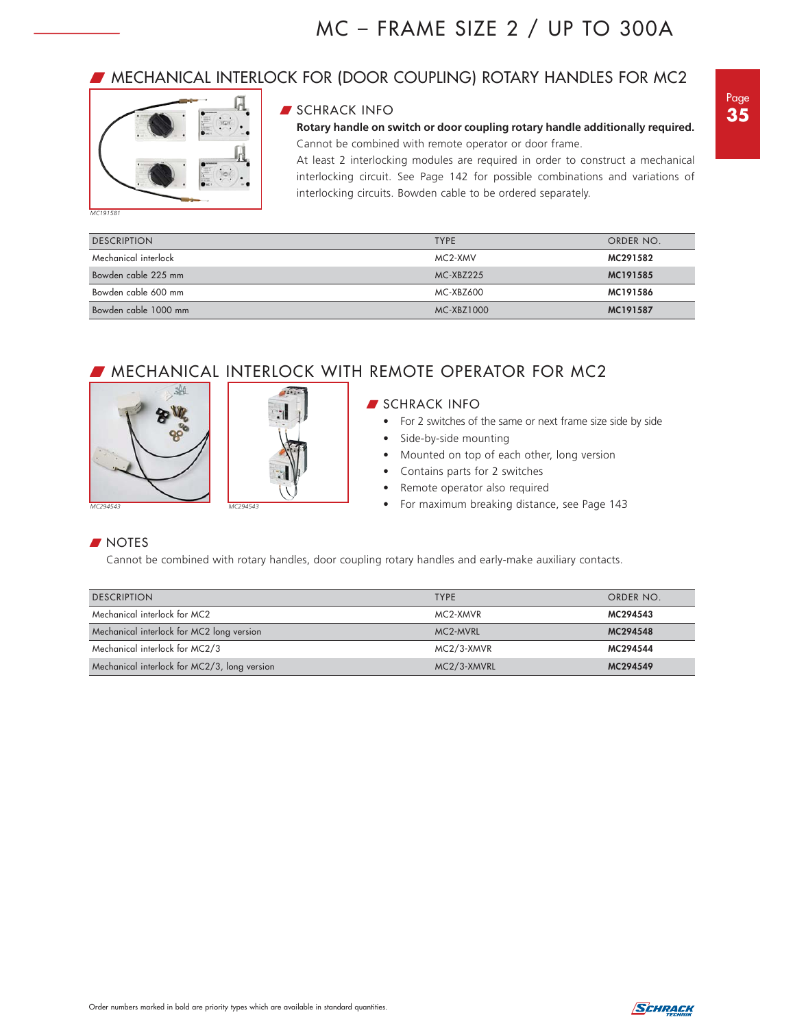# MC – FRAME SIZE 2 / UP TO 300A

## MECHANICAL INTERLOCK FOR (DOOR COUPLING) ROTARY HANDLES FOR MC2

MC191581

### SCHRACK INFO

**Rotary handle on switch or door coupling rotary handle additionally required.**
Cannot be combined with remote operator or door frame.
At least 2 interlocking modules are required in order to construct a mechanical interlocking circuit. See Page 142 for possible combinations and variations of interlocking circuits. Bowden cable to be ordered separately.

| DESCRIPTION | TYPE | ORDER NO. |
|---|---|---|
| Mechanical interlock | MC2-XMV | **MC291582** |
| Bowden cable 225 mm | MC-XBZ225 | **MC191585** |
| Bowden cable 600 mm | MC-XBZ600 | **MC191586** |
| Bowden cable 1000 mm | MC-XBZ1000 | **MC191587** |

## MECHANICAL INTERLOCK WITH REMOTE OPERATOR FOR MC2

MC294543

MC294543

### SCHRACK INFO

- For 2 switches of the same or next frame size side by side
- Side-by-side mounting
- Mounted on top of each other, long version
- Contains parts for 2 switches
- Remote operator also required
- For maximum breaking distance, see Page 143

### NOTES

Cannot be combined with rotary handles, door coupling rotary handles and early-make auxiliary contacts.

| DESCRIPTION | TYPE | ORDER NO. |
|---|---|---|
| Mechanical interlock for MC2 | MC2-XMVR | **MC294543** |
| Mechanical interlock for MC2 long version | MC2-MVRL | **MC294548** |
| Mechanical interlock for MC2/3 | MC2/3-XMVR | **MC294544** |
| Mechanical interlock for MC2/3, long version | MC2/3-XMVRL | **MC294549** |

Order numbers marked in bold are priority types which are available in standard quantities.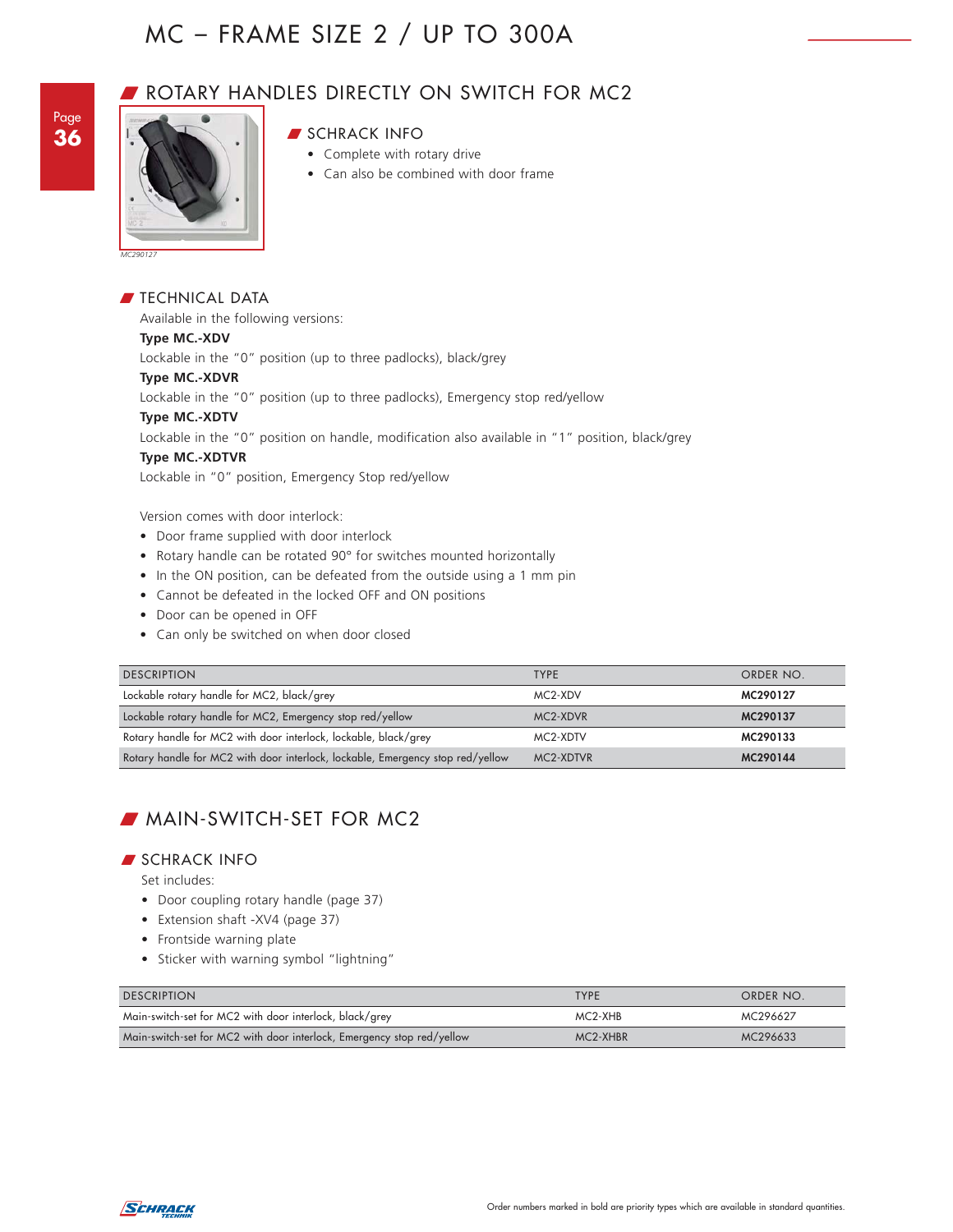# MC – FRAME SIZE 2 / UP TO 300A

## ROTARY HANDLES DIRECTLY ON SWITCH FOR MC2

MC290127

### SCHRACK INFO

- Complete with rotary drive
- Can also be combined with door frame

### TECHNICAL DATA

Available in the following versions:

**Type MC.-XDV**

Lockable in the "0" position (up to three padlocks), black/grey

**Type MC.-XDVR**

Lockable in the "0" position (up to three padlocks), Emergency stop red/yellow

**Type MC.-XDTV**

Lockable in the "0" position on handle, modification also available in "1" position, black/grey

**Type MC.-XDTVR**

Lockable in "0" position, Emergency Stop red/yellow

Version comes with door interlock:

- Door frame supplied with door interlock
- Rotary handle can be rotated 90° for switches mounted horizontally
- In the ON position, can be defeated from the outside using a 1 mm pin
- Cannot be defeated in the locked OFF and ON positions
- Door can be opened in OFF
- Can only be switched on when door closed

| DESCRIPTION | TYPE | ORDER NO. |
|---|---|---|
| Lockable rotary handle for MC2, black/grey | MC2-XDV | **MC290127** |
| Lockable rotary handle for MC2, Emergency stop red/yellow | MC2-XDVR | **MC290137** |
| Rotary handle for MC2 with door interlock, lockable, black/grey | MC2-XDTV | **MC290133** |
| Rotary handle for MC2 with door interlock, lockable, Emergency stop red/yellow | MC2-XDTVR | **MC290144** |

## MAIN-SWITCH-SET FOR MC2

### SCHRACK INFO

Set includes:

- Door coupling rotary handle (page 37)
- Extension shaft -XV4 (page 37)
- Frontside warning plate
- Sticker with warning symbol "lightning"

| DESCRIPTION | TYPE | ORDER NO. |
|---|---|---|
| Main-switch-set for MC2 with door interlock, black/grey | MC2-XHB | MC296627 |
| Main-switch-set for MC2 with door interlock, Emergency stop red/yellow | MC2-XHBR | MC296633 |

Order numbers marked in bold are priority types which are available in standard quantities.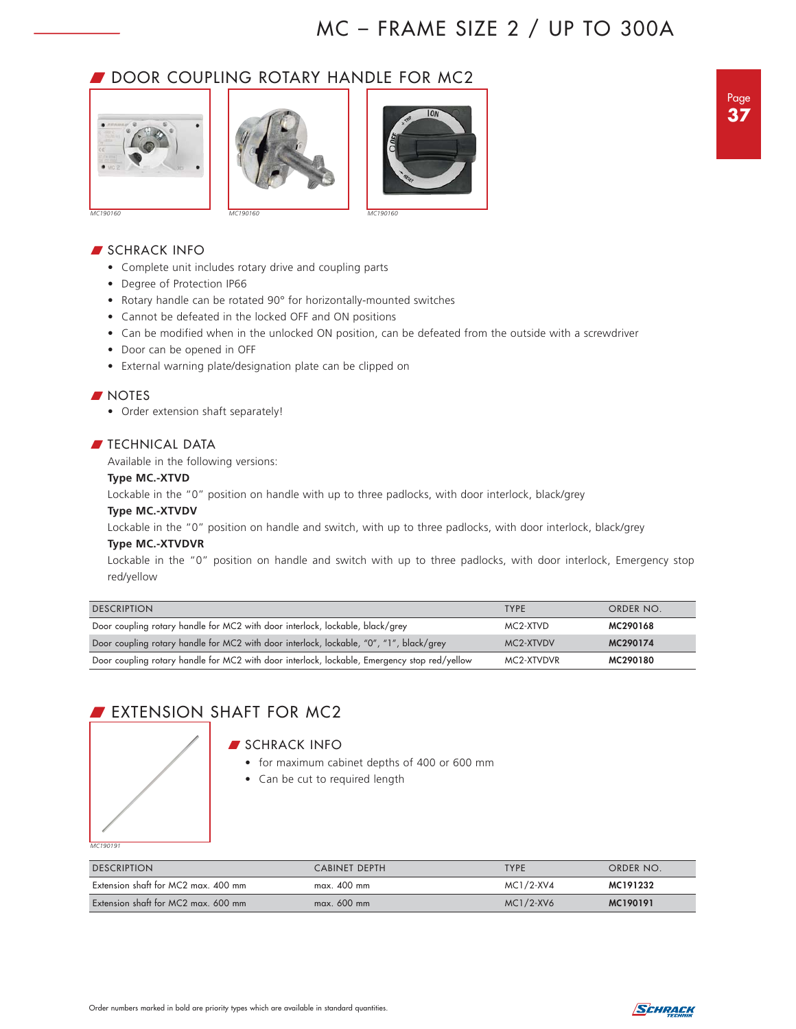# MC – FRAME SIZE 2 / UP TO 300A

## DOOR COUPLING ROTARY HANDLE FOR MC2

MC190160 MC190160 MC190160

### SCHRACK INFO

- Complete unit includes rotary drive and coupling parts
- Degree of Protection IP66
- Rotary handle can be rotated 90° for horizontally-mounted switches
- Cannot be defeated in the locked OFF and ON positions
- Can be modified when in the unlocked ON position, can be defeated from the outside with a screwdriver
- Door can be opened in OFF
- External warning plate/designation plate can be clipped on

### NOTES

- Order extension shaft separately!

### TECHNICAL DATA

Available in the following versions:

**Type MC.-XTVD**

Lockable in the "0" position on handle with up to three padlocks, with door interlock, black/grey

**Type MC.-XTVDV**

Lockable in the "0" position on handle and switch, with up to three padlocks, with door interlock, black/grey

**Type MC.-XTVDVR**

Lockable in the "0" position on handle and switch with up to three padlocks, with door interlock, Emergency stop red/yellow

| DESCRIPTION | TYPE | ORDER NO. |
|---|---|---|
| Door coupling rotary handle for MC2 with door interlock, lockable, black/grey | MC2-XTVD | **MC290168** |
| Door coupling rotary handle for MC2 with door interlock, lockable, "0", "1", black/grey | MC2-XTVDV | **MC290174** |
| Door coupling rotary handle for MC2 with door interlock, lockable, Emergency stop red/yellow | MC2-XTVDVR | **MC290180** |

## EXTENSION SHAFT FOR MC2

MC190191

### SCHRACK INFO

- for maximum cabinet depths of 400 or 600 mm
- Can be cut to required length

| DESCRIPTION | CABINET DEPTH | TYPE | ORDER NO. |
|---|---|---|---|
| Extension shaft for MC2 max. 400 mm | max. 400 mm | MC1/2-XV4 | **MC191232** |
| Extension shaft for MC2 max. 600 mm | max. 600 mm | MC1/2-XV6 | **MC190191** |

Order numbers marked in bold are priority types which are available in standard quantities.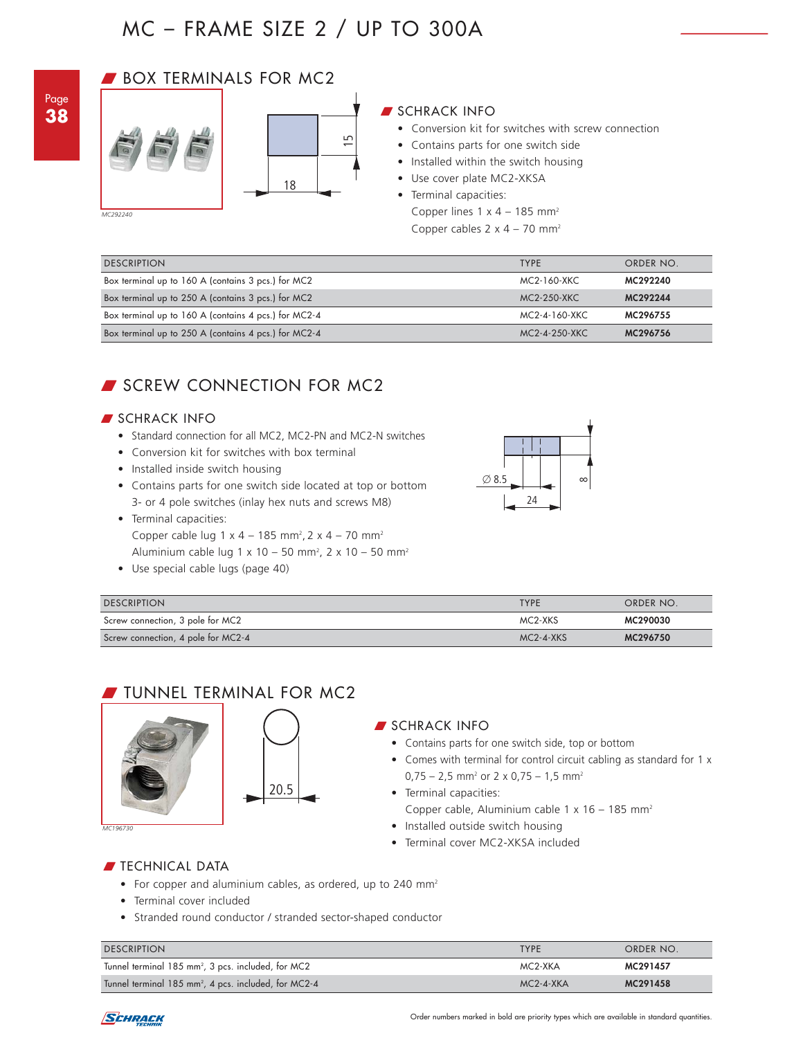# MC – FRAME SIZE 2 / UP TO 300A

## BOX TERMINALS FOR MC2

MC292240

18

15

### SCHRACK INFO

- Conversion kit for switches with screw connection
- Contains parts for one switch side
- Installed within the switch housing
- Use cover plate MC2-XKSA
- Terminal capacities:
  Copper lines 1 x 4 – 185 mm²
  Copper cables 2 x 4 – 70 mm²

| DESCRIPTION | TYPE | ORDER NO. |
|---|---|---|
| Box terminal up to 160 A (contains 3 pcs.) for MC2 | MC2-160-XKC | **MC292240** |
| Box terminal up to 250 A (contains 3 pcs.) for MC2 | MC2-250-XKC | **MC292244** |
| Box terminal up to 160 A (contains 4 pcs.) for MC2-4 | MC2-4-160-XKC | **MC296755** |
| Box terminal up to 250 A (contains 4 pcs.) for MC2-4 | MC2-4-250-XKC | **MC296756** |

## SCREW CONNECTION FOR MC2

### SCHRACK INFO

- Standard connection for all MC2, MC2-PN and MC2-N switches
- Conversion kit for switches with box terminal
- Installed inside switch housing
- Contains parts for one switch side located at top or bottom 3- or 4 pole switches (inlay hex nuts and screws M8)
- Terminal capacities:
  Copper cable lug 1 x 4 – 185 mm², 2 x 4 – 70 mm²
  Aluminium cable lug 1 x 10 – 50 mm², 2 x 10 – 50 mm²
- Use special cable lugs (page 40)

∅ 8.5

24

8

| DESCRIPTION | TYPE | ORDER NO. |
|---|---|---|
| Screw connection, 3 pole for MC2 | MC2-XKS | **MC290030** |
| Screw connection, 4 pole for MC2-4 | MC2-4-XKS | **MC296750** |

## TUNNEL TERMINAL FOR MC2

MC196730

20.5

### SCHRACK INFO

- Contains parts for one switch side, top or bottom
- Comes with terminal for control circuit cabling as standard for 1 x 0,75 – 2,5 mm² or 2 x 0,75 – 1,5 mm²
- Terminal capacities:
  Copper cable, Aluminium cable 1 x 16 – 185 mm²
- Installed outside switch housing
- Terminal cover MC2-XKSA included

### TECHNICAL DATA

- For copper and aluminium cables, as ordered, up to 240 mm²
- Terminal cover included
- Stranded round conductor / stranded sector-shaped conductor

| DESCRIPTION | TYPE | ORDER NO. |
|---|---|---|
| Tunnel terminal 185 mm², 3 pcs. included, for MC2 | MC2-XKA | **MC291457** |
| Tunnel terminal 185 mm², 4 pcs. included, for MC2-4 | MC2-4-XKA | **MC291458** |

Order numbers marked in bold are priority types which are available in standard quantities.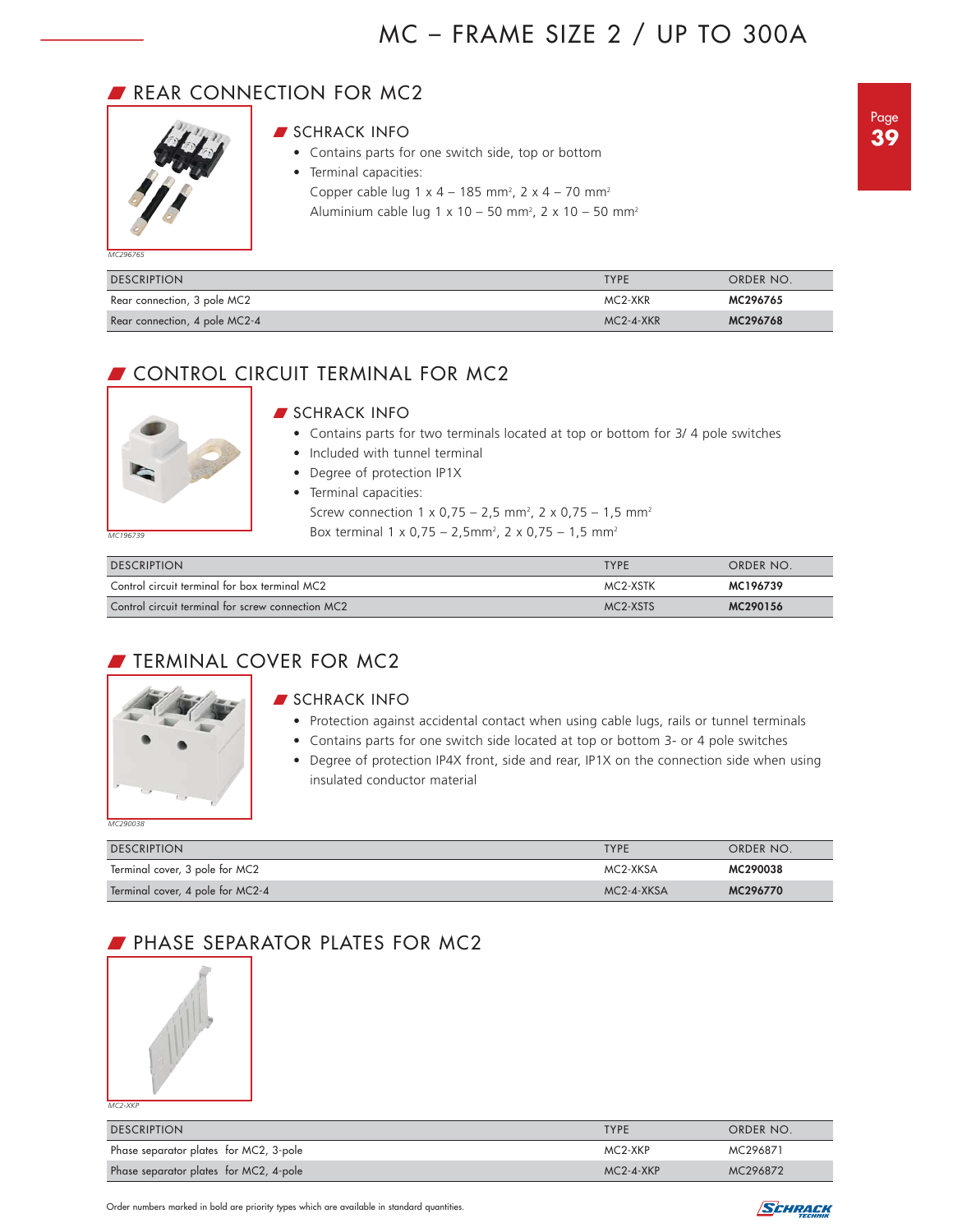# MC – FRAME SIZE 2 / UP TO 300A

## REAR CONNECTION FOR MC2

MC296765

### SCHRACK INFO

- Contains parts for one switch side, top or bottom
- Terminal capacities:
  Copper cable lug 1 x 4 – 185 mm², 2 x 4 – 70 mm²
  Aluminium cable lug 1 x 10 – 50 mm², 2 x 10 – 50 mm²

| DESCRIPTION | TYPE | ORDER NO. |
|---|---|---|
| Rear connection, 3 pole MC2 | MC2-XKR | **MC296765** |
| Rear connection, 4 pole MC2-4 | MC2-4-XKR | **MC296768** |

## CONTROL CIRCUIT TERMINAL FOR MC2

MC196739

### SCHRACK INFO

- Contains parts for two terminals located at top or bottom for 3/ 4 pole switches
- Included with tunnel terminal
- Degree of protection IP1X
- Terminal capacities:
  Screw connection 1 x 0,75 – 2,5 mm², 2 x 0,75 – 1,5 mm²
  Box terminal 1 x 0,75 – 2,5mm², 2 x 0,75 – 1,5 mm²

| DESCRIPTION | TYPE | ORDER NO. |
|---|---|---|
| Control circuit terminal for box terminal MC2 | MC2-XSTK | **MC196739** |
| Control circuit terminal for screw connection MC2 | MC2-XSTS | **MC290156** |

## TERMINAL COVER FOR MC2

MC290038

### SCHRACK INFO

- Protection against accidental contact when using cable lugs, rails or tunnel terminals
- Contains parts for one switch side located at top or bottom 3- or 4 pole switches
- Degree of protection IP4X front, side and rear, IP1X on the connection side when using insulated conductor material

| DESCRIPTION | TYPE | ORDER NO. |
|---|---|---|
| Terminal cover, 3 pole for MC2 | MC2-XKSA | **MC290038** |
| Terminal cover, 4 pole for MC2-4 | MC2-4-XKSA | **MC296770** |

## PHASE SEPARATOR PLATES FOR MC2

MC2-XKP

| DESCRIPTION | TYPE | ORDER NO. |
|---|---|---|
| Phase separator plates for MC2, 3-pole | MC2-XKP | MC296871 |
| Phase separator plates for MC2, 4-pole | MC2-4-XKP | MC296872 |

Order numbers marked in bold are priority types which are available in standard quantities.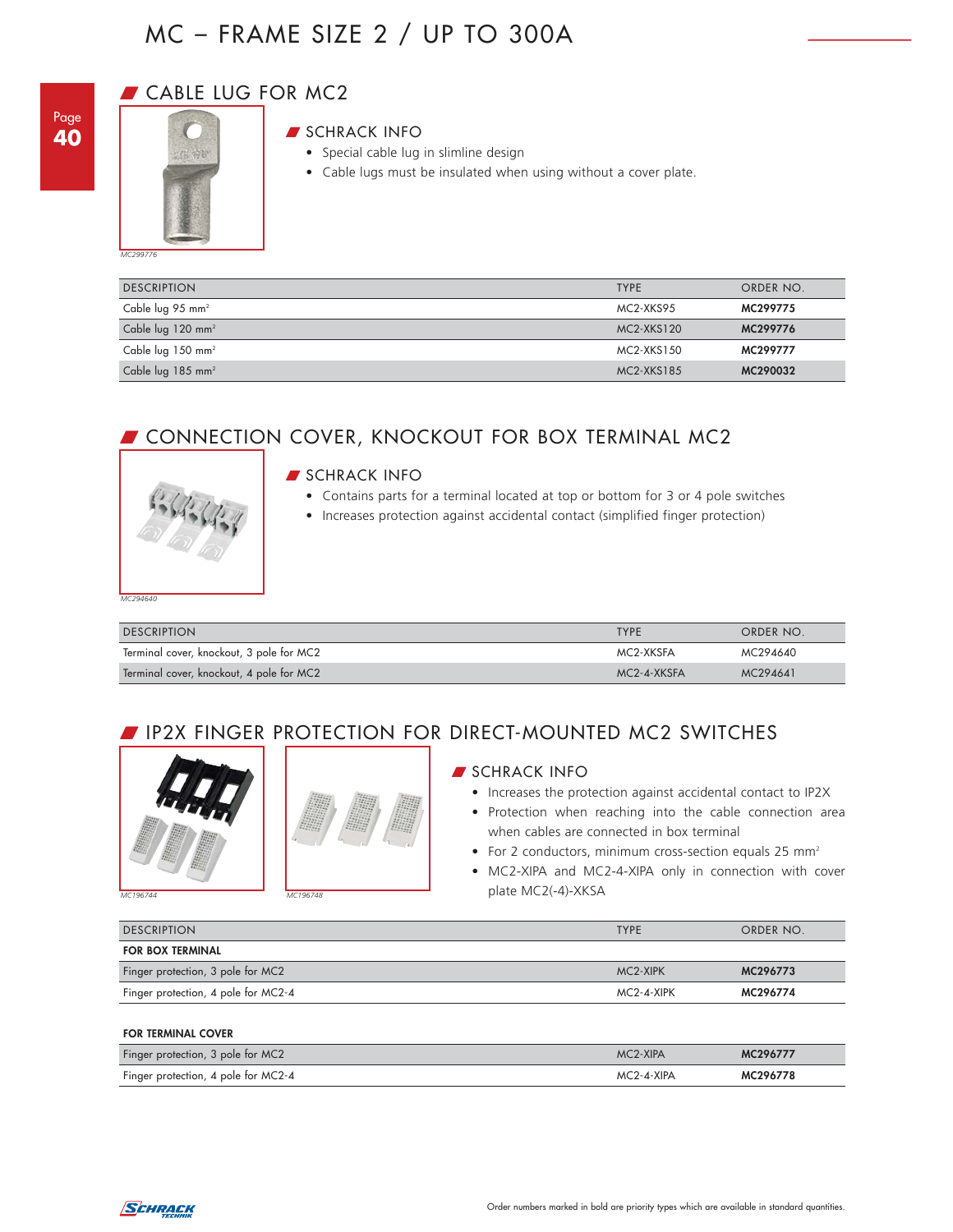# MC – FRAME SIZE 2 / UP TO 300A

## CABLE LUG FOR MC2

MC299776

### SCHRACK INFO

- Special cable lug in slimline design
- Cable lugs must be insulated when using without a cover plate.

| DESCRIPTION | TYPE | ORDER NO. |
|---|---|---|
| Cable lug 95 mm² | MC2-XKS95 | **MC299775** |
| Cable lug 120 mm² | MC2-XKS120 | **MC299776** |
| Cable lug 150 mm² | MC2-XKS150 | **MC299777** |
| Cable lug 185 mm² | MC2-XKS185 | **MC290032** |

## CONNECTION COVER, KNOCKOUT FOR BOX TERMINAL MC2

MC294640

### SCHRACK INFO

- Contains parts for a terminal located at top or bottom for 3 or 4 pole switches
- Increases protection against accidental contact (simplified finger protection)

| DESCRIPTION | TYPE | ORDER NO. |
|---|---|---|
| Terminal cover, knockout, 3 pole for MC2 | MC2-XKSFA | MC294640 |
| Terminal cover, knockout, 4 pole for MC2 | MC2-4-XKSFA | MC294641 |

## IP2X FINGER PROTECTION FOR DIRECT-MOUNTED MC2 SWITCHES

MC196744

MC196748

### SCHRACK INFO

- Increases the protection against accidental contact to IP2X
- Protection when reaching into the cable connection area when cables are connected in box terminal
- For 2 conductors, minimum cross-section equals 25 mm²
- MC2-XIPA and MC2-4-XIPA only in connection with cover plate MC2(-4)-XKSA

| DESCRIPTION | TYPE | ORDER NO. |
|---|---|---|
| **FOR BOX TERMINAL** | | |
| Finger protection, 3 pole for MC2 | MC2-XIPK | **MC296773** |
| Finger protection, 4 pole for MC2-4 | MC2-4-XIPK | **MC296774** |
| | | |
| **FOR TERMINAL COVER** | | |
| Finger protection, 3 pole for MC2 | MC2-XIPA | **MC296777** |
| Finger protection, 4 pole for MC2-4 | MC2-4-XIPA | **MC296778** |

Order numbers marked in bold are priority types which are available in standard quantities.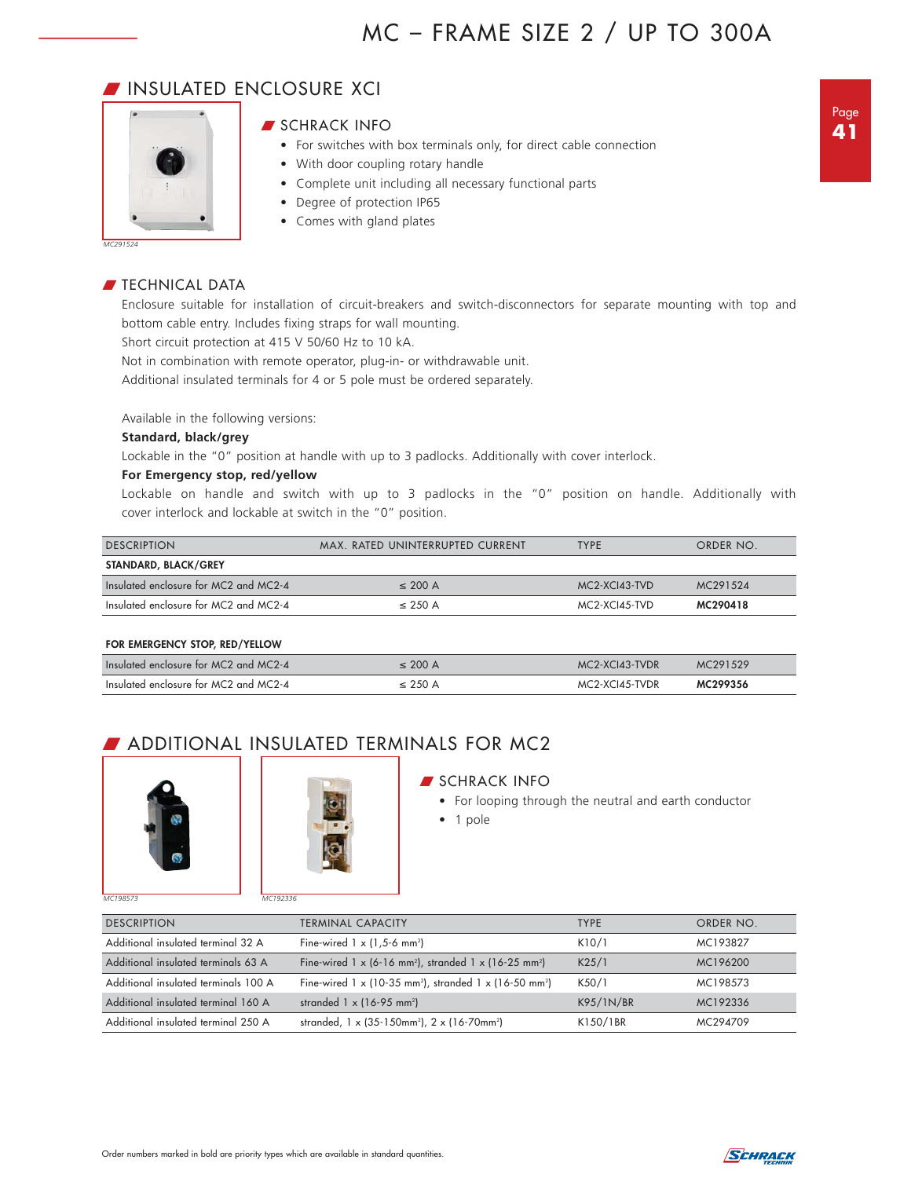# MC – FRAME SIZE 2 / UP TO 300A

## INSULATED ENCLOSURE XCI

MC291524

### SCHRACK INFO

- For switches with box terminals only, for direct cable connection
- With door coupling rotary handle
- Complete unit including all necessary functional parts
- Degree of protection IP65
- Comes with gland plates

### TECHNICAL DATA

Enclosure suitable for installation of circuit-breakers and switch-disconnectors for separate mounting with top and bottom cable entry. Includes fixing straps for wall mounting.
Short circuit protection at 415 V 50/60 Hz to 10 kA.
Not in combination with remote operator, plug-in- or withdrawable unit.
Additional insulated terminals for 4 or 5 pole must be ordered separately.

Available in the following versions:

**Standard, black/grey**

Lockable in the "0" position at handle with up to 3 padlocks. Additionally with cover interlock.

**For Emergency stop, red/yellow**

Lockable on handle and switch with up to 3 padlocks in the "0" position on handle. Additionally with cover interlock and lockable at switch in the "0" position.

| DESCRIPTION | MAX. RATED UNINTERRUPTED CURRENT | TYPE | ORDER NO. |
|---|---|---|---|
| **STANDARD, BLACK/GREY** | | | |
| Insulated enclosure for MC2 and MC2-4 | ≤ 200 A | MC2-XCI43-TVD | MC291524 |
| Insulated enclosure for MC2 and MC2-4 | ≤ 250 A | MC2-XCI45-TVD | **MC290418** |
| **FOR EMERGENCY STOP, RED/YELLOW** | | | |
| Insulated enclosure for MC2 and MC2-4 | ≤ 200 A | MC2-XCI43-TVDR | MC291529 |
| Insulated enclosure for MC2 and MC2-4 | ≤ 250 A | MC2-XCI45-TVDR | **MC299356** |

## ADDITIONAL INSULATED TERMINALS FOR MC2

MC198573 MC192336

### SCHRACK INFO

- For looping through the neutral and earth conductor
- 1 pole

| DESCRIPTION | TERMINAL CAPACITY | TYPE | ORDER NO. |
|---|---|---|---|
| Additional insulated terminal 32 A | Fine-wired 1 x (1,5-6 mm²) | K10/1 | MC193827 |
| Additional insulated terminals 63 A | Fine-wired 1 x (6-16 mm²), stranded 1 x (16-25 mm²) | K25/1 | MC196200 |
| Additional insulated terminals 100 A | Fine-wired 1 x (10-35 mm²), stranded 1 x (16-50 mm²) | K50/1 | MC198573 |
| Additional insulated terminal 160 A | stranded 1 x (16-95 mm²) | K95/1N/BR | MC192336 |
| Additional insulated terminal 250 A | stranded, 1 x (35-150mm²), 2 x (16-70mm²) | K150/1BR | MC294709 |

Order numbers marked in bold are priority types which are available in standard quantities.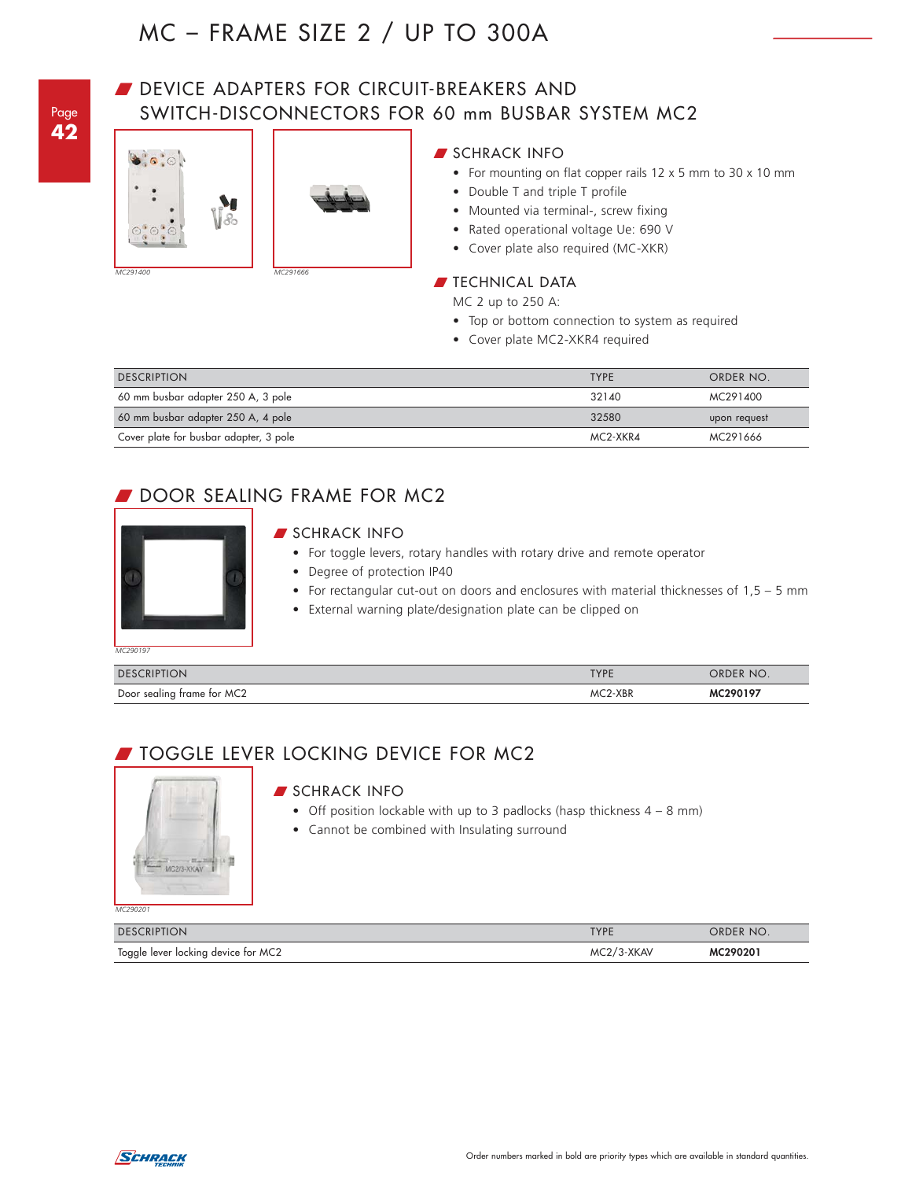# MC – FRAME SIZE 2 / UP TO 300A

## DEVICE ADAPTERS FOR CIRCUIT-BREAKERS AND SWITCH-DISCONNECTORS FOR 60 mm BUSBAR SYSTEM MC2

MC291400

MC291666

### SCHRACK INFO

- For mounting on flat copper rails 12 x 5 mm to 30 x 10 mm
- Double T and triple T profile
- Mounted via terminal-, screw fixing
- Rated operational voltage Ue: 690 V
- Cover plate also required (MC-XKR)

### TECHNICAL DATA

MC 2 up to 250 A:

- Top or bottom connection to system as required
- Cover plate MC2-XKR4 required

| DESCRIPTION | TYPE | ORDER NO. |
|---|---|---|
| 60 mm busbar adapter 250 A, 3 pole | 32140 | MC291400 |
| 60 mm busbar adapter 250 A, 4 pole | 32580 | upon request |
| Cover plate for busbar adapter, 3 pole | MC2-XKR4 | MC291666 |

## DOOR SEALING FRAME FOR MC2

MC290197

### SCHRACK INFO

- For toggle levers, rotary handles with rotary drive and remote operator
- Degree of protection IP40
- For rectangular cut-out on doors and enclosures with material thicknesses of 1,5 – 5 mm
- External warning plate/designation plate can be clipped on

| DESCRIPTION | TYPE | ORDER NO. |
|---|---|---|
| Door sealing frame for MC2 | MC2-XBR | **MC290197** |

## TOGGLE LEVER LOCKING DEVICE FOR MC2

MC290201

### SCHRACK INFO

- Off position lockable with up to 3 padlocks (hasp thickness 4 – 8 mm)
- Cannot be combined with Insulating surround

| DESCRIPTION | TYPE | ORDER NO. |
|---|---|---|
| Toggle lever locking device for MC2 | MC2/3-XKAV | **MC290201** |

Order numbers marked in bold are priority types which are available in standard quantities.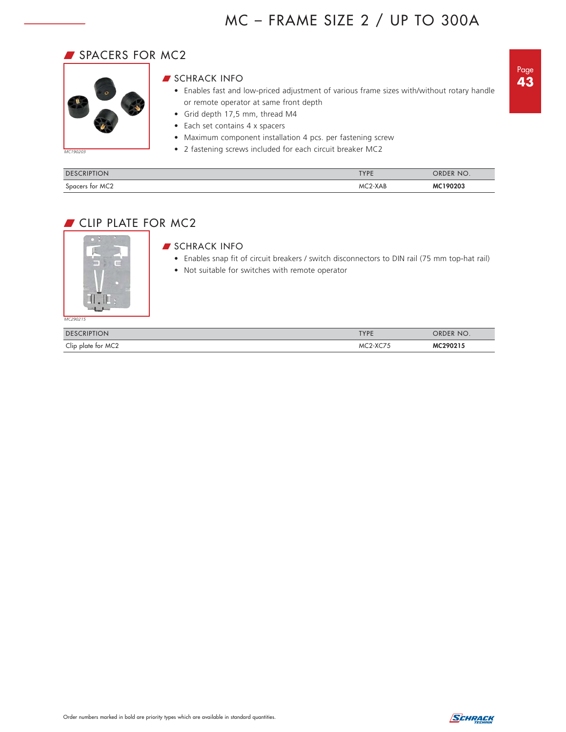## SPACERS FOR MC2

MC190203

### SCHRACK INFO

- Enables fast and low-priced adjustment of various frame sizes with/without rotary handle or remote operator at same front depth
- Grid depth 17,5 mm, thread M4
- Each set contains 4 x spacers
- Maximum component installation 4 pcs. per fastening screw
- 2 fastening screws included for each circuit breaker MC2

| DESCRIPTION | TYPE | ORDER NO. |
|---|---|---|
| Spacers for MC2 | MC2-XAB | **MC190203** |

## CLIP PLATE FOR MC2

MC290215

### SCHRACK INFO

- Enables snap fit of circuit breakers / switch disconnectors to DIN rail (75 mm top-hat rail)
- Not suitable for switches with remote operator

| DESCRIPTION | TYPE | ORDER NO. |
|---|---|---|
| Clip plate for MC2 | MC2-XC75 | **MC290215** |

Order numbers marked in bold are priority types which are available in standard quantities.